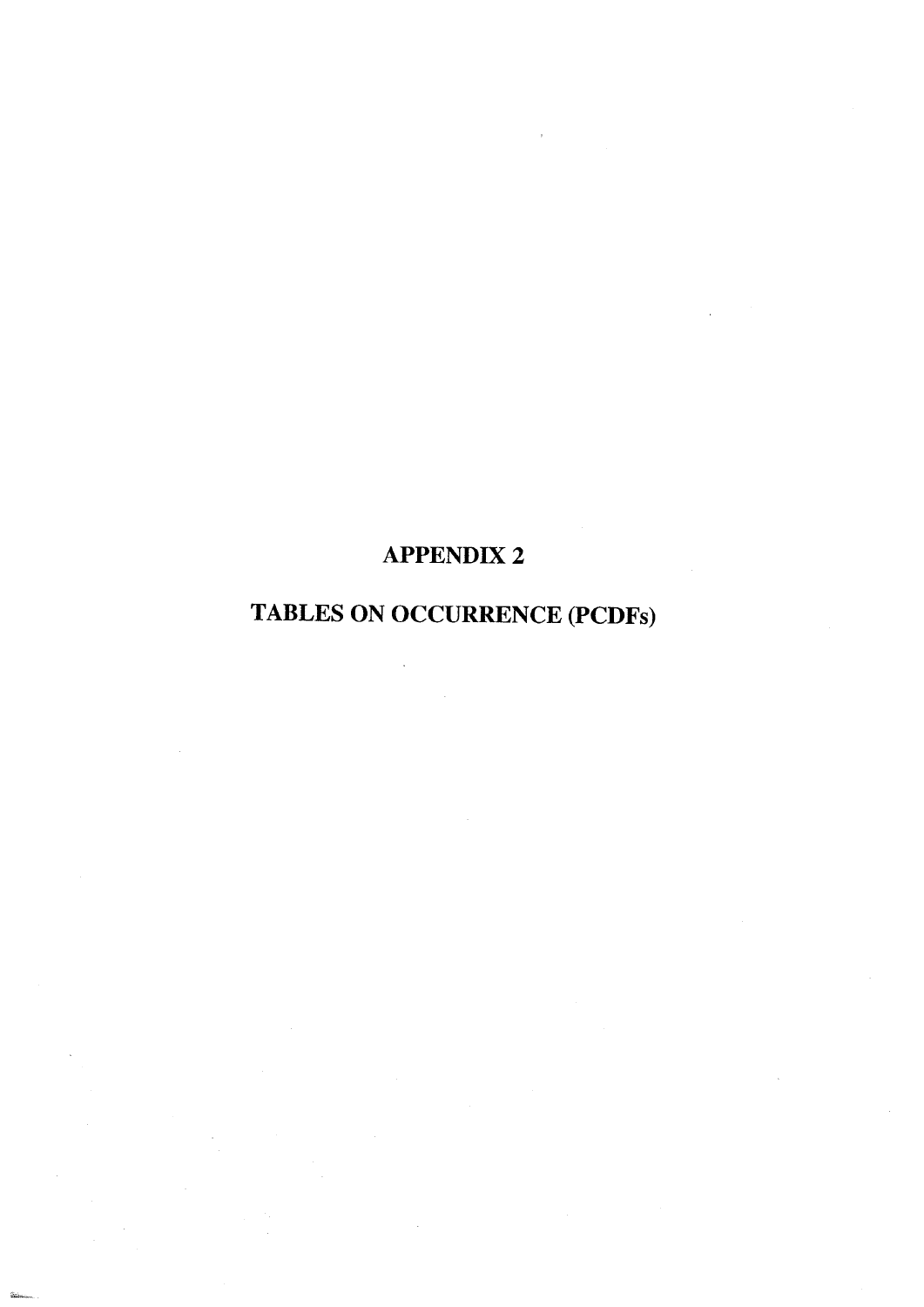# APPENDIX 2

# TABLES ON OCCURRENCE (PCDFs)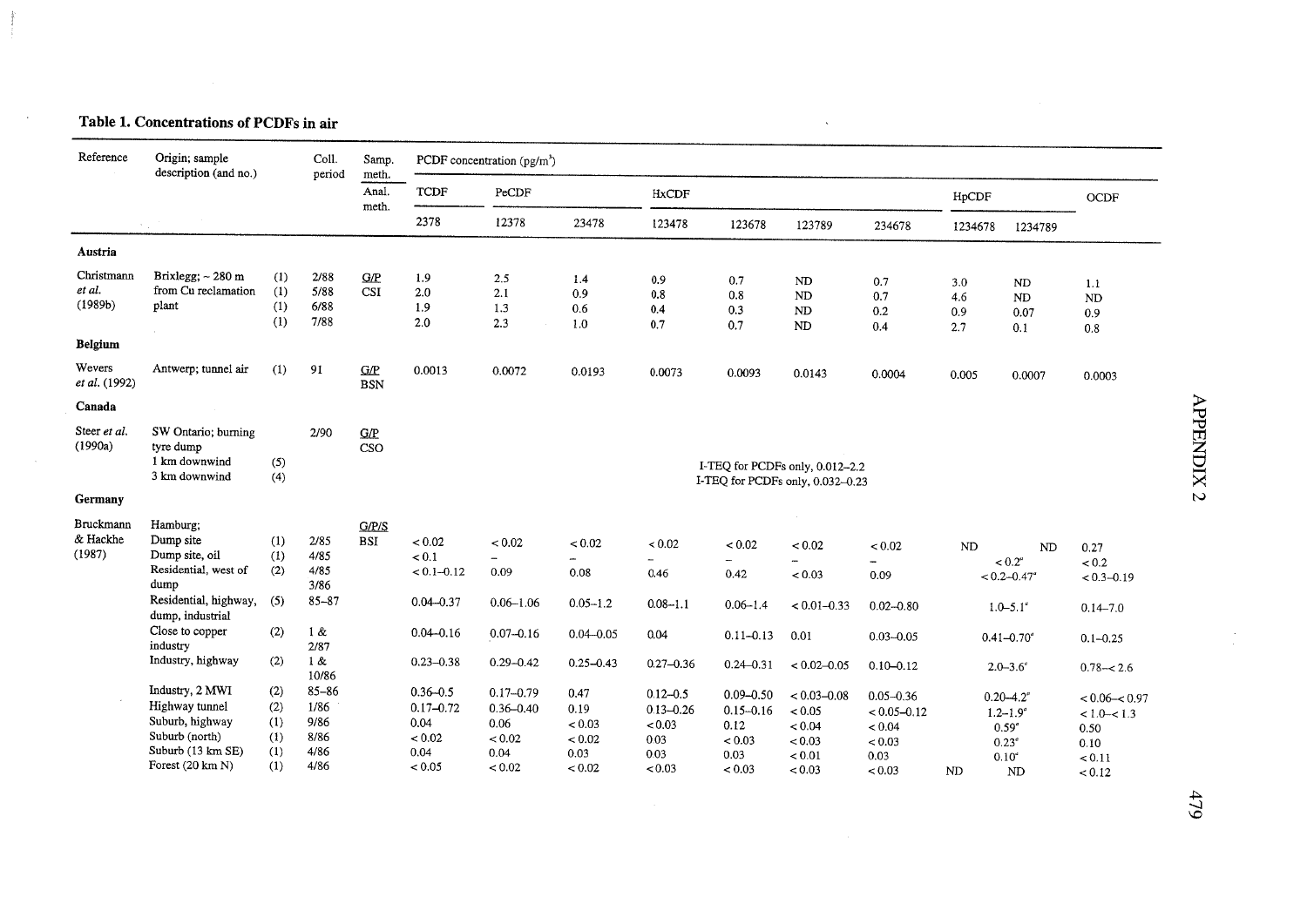**Table 1. Concentrations of PCDFs in air**

| Reference | Origin; sample description (and no.) | | Coll. period | Samp. meth. / Anal. meth. | PCDF concentration (pg/m³) | | | | | | | | | |
|---|---|---|---|---|---|---|---|---|---|---|---|---|---|---|
| | | | | | TCDF | PeCDF | | HxCDF | | | | HpCDF | | OCDF |
| | | | | | 2378 | 12378 | 23478 | 123478 | 123678 | 123789 | 234678 | 1234678 | 1234789 | |
| **Austria** | | | | | | | | | | | | | | |
| Christmann *et al.* (1989b) | Brixlegg; ~ 280 m from Cu reclamation plant | (1) | 2/88 | G/P CSI | 1.9 | 2.5 | 1.4 | 0.9 | 0.7 | ND | 0.7 | 3.0 | ND | 1.1 |
| | | (1) | 5/88 | | 2.0 | 2.1 | 0.9 | 0.8 | 0.8 | ND | 0.7 | 4.6 | ND | ND |
| | | (1) | 6/88 | | 1.9 | 1.3 | 0.6 | 0.4 | 0.3 | ND | 0.2 | 0.9 | 0.07 | 0.9 |
| | | (1) | 7/88 | | 2.0 | 2.3 | 1.0 | 0.7 | 0.7 | ND | 0.4 | 2.7 | 0.1 | 0.8 |
| **Belgium** | | | | | | | | | | | | | | |
| Wevers *et al.* (1992) | Antwerp; tunnel air | (1) | 91 | G/P BSN | 0.0013 | 0.0072 | 0.0193 | 0.0073 | 0.0093 | 0.0143 | 0.0004 | 0.005 | 0.0007 | 0.0003 |
| **Canada** | | | | | | | | | | | | | | |
| Steer *et al.* (1990a) | SW Ontario; burning tyre dump | | 2/90 | G/P CSO | | | | | | | | | | |
| | 1 km downwind | (5) | | | I-TEQ for PCDFs only, 0.012–2.2 | | | | | | | | | |
| | 3 km downwind | (4) | | | I-TEQ for PCDFs only, 0.032–0.23 | | | | | | | | | |
| **Germany** | | | | | | | | | | | | | | |
| Bruckmann & Hackhe (1987) | Hamburg; | | | G/P/S BSI | | | | | | | | | | |
| | Dump site | (1) | 2/85 | | < 0.02 | < 0.02 | < 0.02 | < 0.02 | < 0.02 | < 0.02 | < 0.02 | ND | ND | 0.27 |
| | Dump site, oil | (1) | 4/85 | | < 0.1 | – | – | – | – | – | – | < 0.2[a] | | < 0.2 |
| | Residential, west of dump | (2) | 4/85 3/86 | | < 0.1–0.12 | 0.09 | 0.08 | 0.46 | 0.42 | < 0.03 | 0.09 | < 0.2–0.47[a] | | < 0.3–0.19 |
| | Residential, highway, dump, industrial | (5) | 85–87 | | 0.04–0.37 | 0.06–1.06 | 0.05–1.2 | 0.08–1.1 | 0.06–1.4 | < 0.01–0.33 | 0.02–0.80 | 1.0–5.1[a] | | 0.14–7.0 |
| | Close to copper industry | (2) | 1 & 2/87 | | 0.04–0.16 | 0.07–0.16 | 0.04–0.05 | 0.04 | 0.11–0.13 | 0.01 | 0.03–0.05 | 0.41–0.70[a] | | 0.1–0.25 |
| | Industry, highway | (2) | 1 & 10/86 | | 0.23–0.38 | 0.29–0.42 | 0.25–0.43 | 0.27–0.36 | 0.24–0.31 | < 0.02–0.05 | 0.10–0.12 | 2.0–3.6[a] | | 0.78–< 2.6 |
| | Industry, 2 MWI | (2) | 85–86 | | 0.36–0.5 | 0.17–0.79 | 0.47 | 0.12–0.5 | 0.09–0.50 | < 0.03–0.08 | 0.05–0.36 | 0.20–4.2[a] | | < 0.06–< 0.97 |
| | Highway tunnel | (2) | 1/86 | | 0.17–0.72 | 0.36–0.40 | 0.19 | 0.13–0.26 | 0.15–0.16 | < 0.05 | < 0.05–0.12 | 1.2–1.9[a] | | < 1.0–< 1.3 |
| | Suburb, highway | (1) | 9/86 | | 0.04 | 0.06 | < 0.03 | < 0.03 | 0.12 | < 0.04 | < 0.04 | 0.59[a] | | 0.50 |
| | Suburb (north) | (1) | 8/86 | | < 0.02 | < 0.02 | < 0.02 | 0.03 | < 0.03 | < 0.03 | < 0.03 | 0.23[a] | | 0.10 |
| | Suburb (13 km SE) | (1) | 4/86 | | 0.04 | 0.04 | 0.03 | 0.03 | 0.03 | < 0.01 | 0.03 | 0.10[a] | | < 0.11 |
| | Forest (20 km N) | (1) | 4/86 | | < 0.05 | < 0.02 | < 0.02 | < 0.03 | < 0.03 | < 0.03 | < 0.03 | ND | ND | < 0.12 |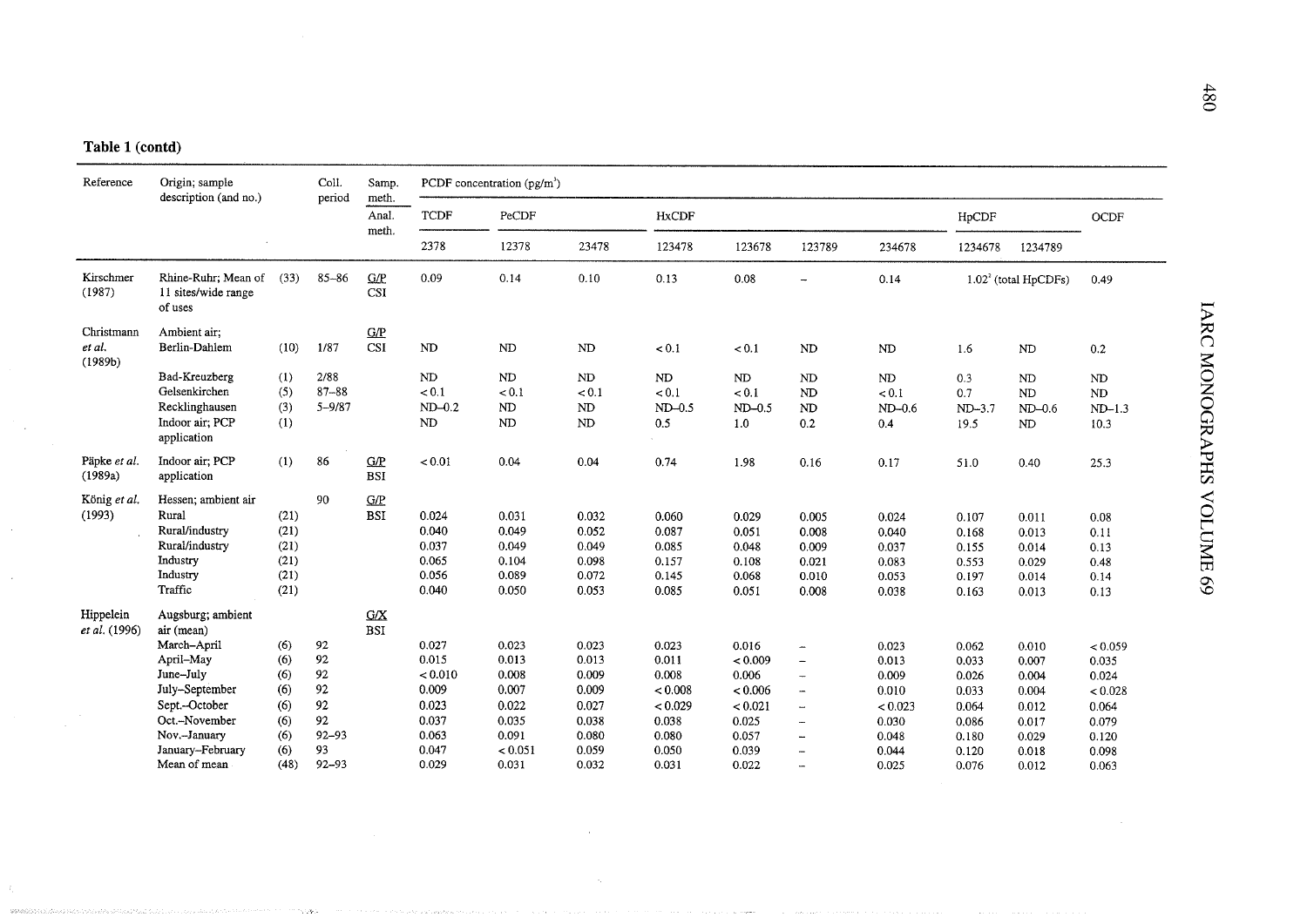**Table 1 (contd)**

| Reference | Origin; sample description (and no.) | | Coll. period | Samp. meth. / Anal. meth. | PCDF concentration (pg/m³) | | | | | | | | | |
|---|---|---|---|---|---|---|---|---|---|---|---|---|---|---|
| | | | | | TCDF | PeCDF | | HxCDF | | | | HpCDF | | OCDF |
| | | | | | 2378 | 12378 | 23478 | 123478 | 123678 | 123789 | 234678 | 1234678 | 1234789 | |
| Kirschmer (1987) | Rhine-Ruhr; Mean of 11 sites/wide range of uses | (33) | 85–86 | G/P CSI | 0.09 | 0.14 | 0.10 | 0.13 | 0.08 | – | 0.14 | 1.02[f] (total HpCDFs) | | 0.49 |
| Christmann *et al.* (1989b) | Ambient air; Berlin-Dahlem | (10) | 1/87 | G/P CSI | ND | ND | ND | < 0.1 | < 0.1 | ND | ND | 1.6 | ND | 0.2 |
| | Bad-Kreuzberg | (1) | 2/88 | | ND | ND | ND | ND | ND | ND | ND | 0.3 | ND | ND |
| | Gelsenkirchen | (5) | 87–88 | | < 0.1 | < 0.1 | < 0.1 | < 0.1 | < 0.1 | ND | < 0.1 | 0.7 | ND | ND |
| | Recklinghausen | (3) | 5–9/87 | | ND–0.2 | ND | ND | ND–0.5 | ND–0.5 | ND | ND–0.6 | ND–3.7 | ND–0.6 | ND–1.3 |
| | Indoor air; PCP application | (1) | | | ND | ND | ND | 0.5 | 1.0 | 0.2 | 0.4 | 19.5 | ND | 10.3 |
| Päpke *et al.* (1989a) | Indoor air; PCP application | (1) | 86 | G/P BSI | < 0.01 | 0.04 | 0.04 | 0.74 | 1.98 | 0.16 | 0.17 | 51.0 | 0.40 | 25.3 |
| König *et al.* (1993) | Hessen; ambient air | | 90 | G/P BSI | | | | | | | | | | |
| | Rural | (21) | | | 0.024 | 0.031 | 0.032 | 0.060 | 0.029 | 0.005 | 0.024 | 0.107 | 0.011 | 0.08 |
| | Rural/industry | (21) | | | 0.040 | 0.049 | 0.052 | 0.087 | 0.051 | 0.008 | 0.040 | 0.168 | 0.013 | 0.11 |
| | Rural/industry | (21) | | | 0.037 | 0.049 | 0.049 | 0.085 | 0.048 | 0.009 | 0.037 | 0.155 | 0.014 | 0.13 |
| | Industry | (21) | | | 0.065 | 0.104 | 0.098 | 0.157 | 0.108 | 0.021 | 0.083 | 0.553 | 0.029 | 0.48 |
| | Industry | (21) | | | 0.056 | 0.089 | 0.072 | 0.145 | 0.068 | 0.010 | 0.053 | 0.197 | 0.014 | 0.14 |
| | Traffic | (21) | | | 0.040 | 0.050 | 0.053 | 0.085 | 0.051 | 0.008 | 0.038 | 0.163 | 0.013 | 0.13 |
| Hippelein *et al.* (1996) | Augsburg; ambient air (mean) | | | G/X BSI | | | | | | | | | | |
| | March–April | (6) | 92 | | 0.027 | 0.023 | 0.023 | 0.023 | 0.016 | – | 0.023 | 0.062 | 0.010 | < 0.059 |
| | April–May | (6) | 92 | | 0.015 | 0.013 | 0.013 | 0.011 | < 0.009 | – | 0.013 | 0.033 | 0.007 | 0.035 |
| | June–July | (6) | 92 | | < 0.010 | 0.008 | 0.009 | 0.008 | 0.006 | – | 0.009 | 0.026 | 0.004 | 0.024 |
| | July–September | (6) | 92 | | 0.009 | 0.007 | 0.009 | < 0.008 | < 0.006 | – | 0.010 | 0.033 | 0.004 | < 0.028 |
| | Sept.–October | (6) | 92 | | 0.023 | 0.022 | 0.027 | < 0.029 | < 0.021 | – | < 0.023 | 0.064 | 0.012 | 0.064 |
| | Oct.–November | (6) | 92 | | 0.037 | 0.035 | 0.038 | 0.038 | 0.025 | – | 0.030 | 0.086 | 0.017 | 0.079 |
| | Nov.–January | (6) | 92–93 | | 0.063 | 0.091 | 0.080 | 0.080 | 0.057 | – | 0.048 | 0.180 | 0.029 | 0.120 |
| | January–February | (6) | 93 | | 0.047 | < 0.051 | 0.059 | 0.050 | 0.039 | – | 0.044 | 0.120 | 0.018 | 0.098 |
| | Mean of mean | (48) | 92–93 | | 0.029 | 0.031 | 0.032 | 0.031 | 0.022 | – | 0.025 | 0.076 | 0.012 | 0.063 |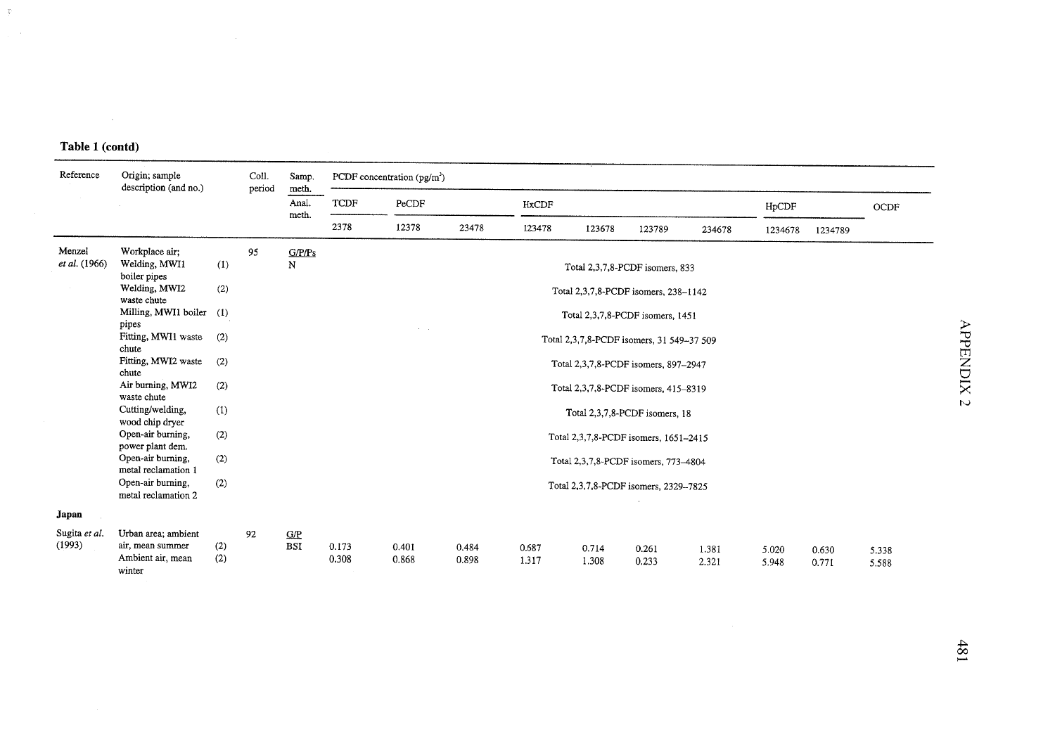**Table 1 (contd)**

| Reference | Origin; sample description (and no.) | | Coll. period | Samp. meth. / Anal. meth. | PCDF concentration (pg/m³) | | | | | | | | | |
|---|---|---|---|---|---|---|---|---|---|---|---|---|---|---|
| | | | | | TCDF | PeCDF | | HxCDF | | | | HpCDF | | OCDF |
| | | | | | 2378 | 12378 | 23478 | 123478 | 123678 | 123789 | 234678 | 1234678 | 1234789 | |
| Menzel *et al.* (1966) | Workplace air; | | 95 | G/P/Ps | | | | | | | | | | |
| | Welding, MWI1 boiler pipes | (1) | | N | Total 2,3,7,8-PCDF isomers, 833 | | | | | | | | | |
| | Welding, MWI2 waste chute | (2) | | | Total 2,3,7,8-PCDF isomers, 238–1142 | | | | | | | | | |
| | Milling, MWI1 boiler pipes | (1) | | | Total 2,3,7,8-PCDF isomers, 1451 | | | | | | | | | |
| | Fitting, MWI1 waste chute | (2) | | | Total 2,3,7,8-PCDF isomers, 31 549–37 509 | | | | | | | | | |
| | Fitting, MWI2 waste chute | (2) | | | Total 2,3,7,8-PCDF isomers, 897–2947 | | | | | | | | | |
| | Air burning, MWI2 waste chute | (2) | | | Total 2,3,7,8-PCDF isomers, 415–8319 | | | | | | | | | |
| | Cutting/welding, wood chip dryer | (1) | | | Total 2,3,7,8-PCDF isomers, 18 | | | | | | | | | |
| | Open-air burning, power plant dem. | (2) | | | Total 2,3,7,8-PCDF isomers, 1651–2415 | | | | | | | | | |
| | Open-air burning, metal reclamation 1 | (2) | | | Total 2,3,7,8-PCDF isomers, 773–4804 | | | | | | | | | |
| | Open-air burning, metal reclamation 2 | (2) | | | Total 2,3,7,8-PCDF isomers, 2329–7825 | | | | | | | | | |
| **Japan** | | | | | | | | | | | | | | |
| Sugita *et al.* (1993) | Urban area; ambient air, mean summer | (2) | 92 | G/P BSI | 0.173 | 0.401 | 0.484 | 0.687 | 0.714 | 0.261 | 1.381 | 5.020 | 0.630 | 5.338 |
| | Ambient air, mean winter | (2) | | | 0.308 | 0.868 | 0.898 | 1.317 | 1.308 | 0.233 | 2.321 | 5.948 | 0.771 | 5.588 |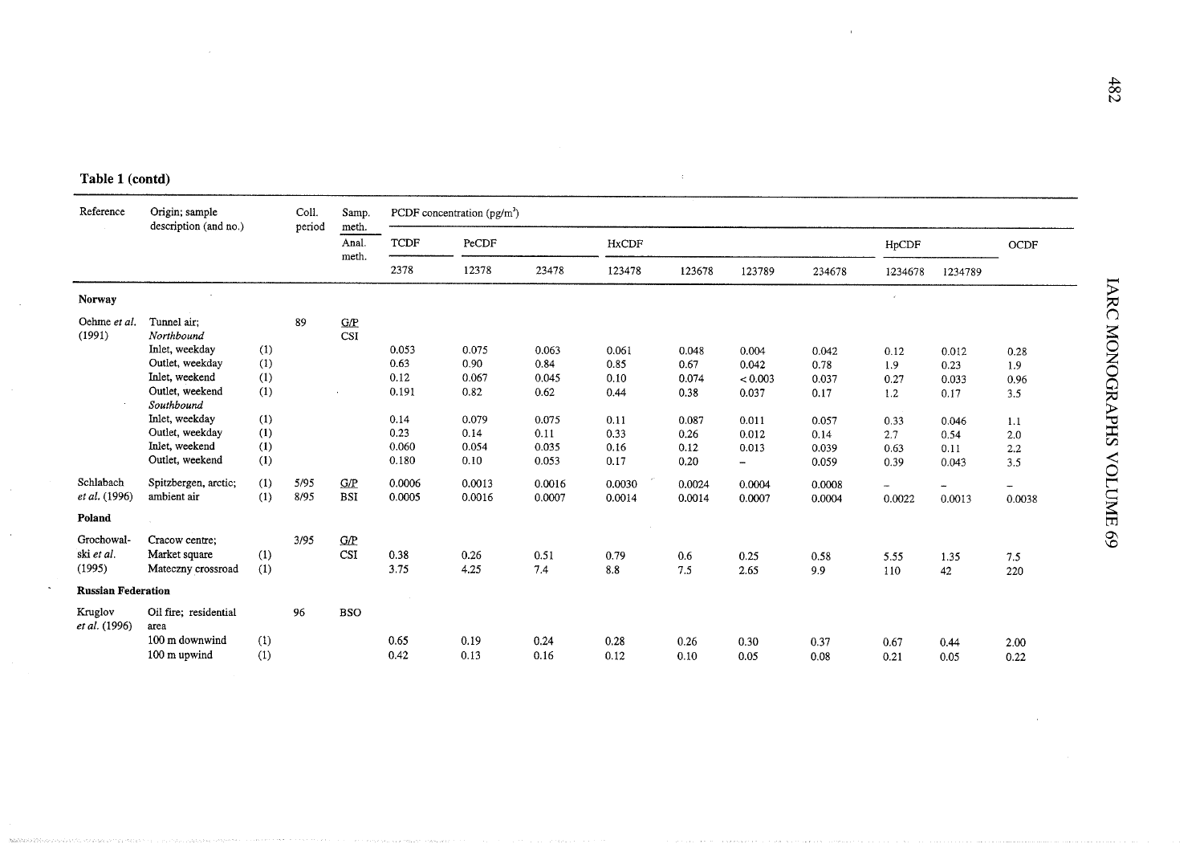**Table 1 (contd)**

| Reference | Origin; sample description (and no.) | | Coll. period | Samp. meth. / Anal. meth. | PCDF concentration (pg/m³) | | | | | | | | | |
|---|---|---|---|---|---|---|---|---|---|---|---|---|---|---|
| | | | | | TCDF | PeCDF | | HxCDF | | | | HpCDF | | OCDF |
| | | | | | 2378 | 12378 | 23478 | 123478 | 123678 | 123789 | 234678 | 1234678 | 1234789 | |
| **Norway** | | | | | | | | | | | | | | |
| Oehme *et al.* (1991) | Tunnel air; *Northbound* | | 89 | G/P CSI | | | | | | | | | | |
| | Inlet, weekday | (1) | | | 0.053 | 0.075 | 0.063 | 0.061 | 0.048 | 0.004 | 0.042 | 0.12 | 0.012 | 0.28 |
| | Outlet, weekday | (1) | | | 0.63 | 0.90 | 0.84 | 0.85 | 0.67 | 0.042 | 0.78 | 1.9 | 0.23 | 1.9 |
| | Inlet, weekend | (1) | | | 0.12 | 0.067 | 0.045 | 0.10 | 0.074 | < 0.003 | 0.037 | 0.27 | 0.033 | 0.96 |
| | Outlet, weekend | (1) | | | 0.191 | 0.82 | 0.62 | 0.44 | 0.38 | 0.037 | 0.17 | 1.2 | 0.17 | 3.5 |
| | *Southbound* | | | | | | | | | | | | | |
| | Inlet, weekday | (1) | | | 0.14 | 0.079 | 0.075 | 0.11 | 0.087 | 0.011 | 0.057 | 0.33 | 0.046 | 1.1 |
| | Outlet, weekday | (1) | | | 0.23 | 0.14 | 0.11 | 0.33 | 0.26 | 0.012 | 0.14 | 2.7 | 0.54 | 2.0 |
| | Inlet, weekend | (1) | | | 0.060 | 0.054 | 0.035 | 0.16 | 0.12 | 0.013 | 0.039 | 0.63 | 0.11 | 2.2 |
| | Outlet, weekend | (1) | | | 0.180 | 0.10 | 0.053 | 0.17 | 0.20 | – | 0.059 | 0.39 | 0.043 | 3.5 |
| Schlabach *et al.* (1996) | Spitzbergen, arctic; ambient air | (1) | 5/95 | G/P BSI | 0.0006 | 0.0013 | 0.0016 | 0.0030 | 0.0024 | 0.0004 | 0.0008 | – | – | – |
| | | (1) | 8/95 | | 0.0005 | 0.0016 | 0.0007 | 0.0014 | 0.0014 | 0.0007 | 0.0004 | 0.0022 | 0.0013 | 0.0038 |
| **Poland** | | | | | | | | | | | | | | |
| Grochowalski *et al.* (1995) | Cracow centre; | | 3/95 | G/P CSI | | | | | | | | | | |
| | Market square | (1) | | | 0.38 | 0.26 | 0.51 | 0.79 | 0.6 | 0.25 | 0.58 | 5.55 | 1.35 | 7.5 |
| | Mateczny crossroad | (1) | | | 3.75 | 4.25 | 7.4 | 8.8 | 7.5 | 2.65 | 9.9 | 110 | 42 | 220 |
| **Russian Federation** | | | | | | | | | | | | | | |
| Kruglov *et al.* (1996) | Oil fire; residential area | | 96 | BSO | | | | | | | | | | |
| | 100 m downwind | (1) | | | 0.65 | 0.19 | 0.24 | 0.28 | 0.26 | 0.30 | 0.37 | 0.67 | 0.44 | 2.00 |
| | 100 m upwind | (1) | | | 0.42 | 0.13 | 0.16 | 0.12 | 0.10 | 0.05 | 0.08 | 0.21 | 0.05 | 0.22 |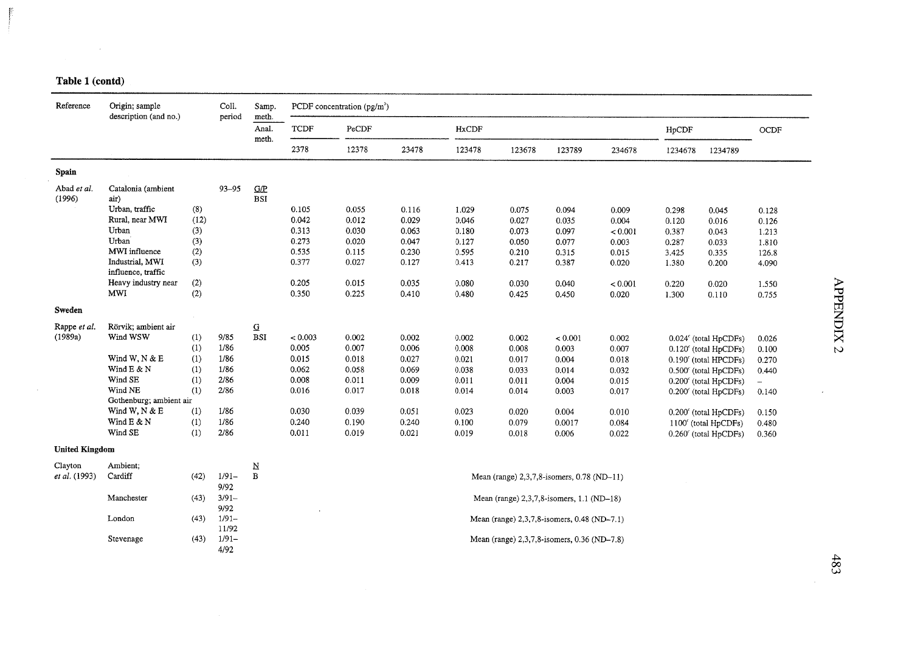**Table 1 (contd)**

| Reference | Origin; sample description (and no.) | | Coll. period | Samp. meth. / Anal. meth. | PCDF concentration (pg/m³) | | | | | | | | | |
|---|---|---|---|---|---|---|---|---|---|---|---|---|---|---|
| | | | | | TCDF | PeCDF | | HxCDF | | | | HpCDF | | OCDF |
| | | | | | 2378 | 12378 | 23478 | 123478 | 123678 | 123789 | 234678 | 1234678 | 1234789 | |
| **Spain** | | | | | | | | | | | | | | |
| Abad *et al.* (1996) | Catalonia (ambient air) | | 93–95 | G/P BSI | | | | | | | | | | |
| | Urban, traffic | (8) | | | 0.105 | 0.055 | 0.116 | 1.029 | 0.075 | 0.094 | 0.009 | 0.298 | 0.045 | 0.128 |
| | Rural, near MWI | (12) | | | 0.042 | 0.012 | 0.029 | 0.046 | 0.027 | 0.035 | 0.004 | 0.120 | 0.016 | 0.126 |
| | Urban | (3) | | | 0.313 | 0.030 | 0.063 | 0.180 | 0.073 | 0.097 | < 0.001 | 0.387 | 0.043 | 1.213 |
| | Urban | (3) | | | 0.273 | 0.020 | 0.047 | 0.127 | 0.050 | 0.077 | 0.003 | 0.287 | 0.033 | 1.810 |
| | MWI influence | (2) | | | 0.535 | 0.115 | 0.230 | 0.595 | 0.210 | 0.315 | 0.015 | 3.425 | 0.335 | 126.8 |
| | Industrial, MWI influence, traffic | (3) | | | 0.377 | 0.027 | 0.127 | 0.413 | 0.217 | 0.387 | 0.020 | 1.380 | 0.200 | 4.090 |
| | Heavy industry near | (2) | | | 0.205 | 0.015 | 0.035 | 0.080 | 0.030 | 0.040 | < 0.001 | 0.220 | 0.020 | 1.550 |
| | MWI | (2) | | | 0.350 | 0.225 | 0.410 | 0.480 | 0.425 | 0.450 | 0.020 | 1.300 | 0.110 | 0.755 |
| **Sweden** | | | | | | | | | | | | | | |
| Rappe *et al.* (1989a) | Rörvik; ambient air | | | G BSI | | | | | | | | | | |
| | Wind WSW | (1) | 9/85 | | < 0.003 | 0.002 | 0.002 | 0.002 | 0.002 | < 0.001 | 0.002 | 0.024[c] (total HpCDFs) | | 0.026 |
| | | (1) | 1/86 | | 0.005 | 0.007 | 0.006 | 0.008 | 0.008 | 0.003 | 0.007 | 0.120[c] (total HpCDFs) | | 0.100 |
| | Wind W, N & E | (1) | 1/86 | | 0.015 | 0.018 | 0.027 | 0.021 | 0.017 | 0.004 | 0.018 | 0.190[c] (total HPCDFs) | | 0.270 |
| | Wind E & N | (1) | 1/86 | | 0.062 | 0.058 | 0.069 | 0.038 | 0.033 | 0.014 | 0.032 | 0.500[c] (total HpCDFs) | | 0.440 |
| | Wind SE | (1) | 2/86 | | 0.008 | 0.011 | 0.009 | 0.011 | 0.011 | 0.004 | 0.015 | 0.200[c] (total HpCDFs) | | – |
| | Wind NE | (1) | 2/86 | | 0.016 | 0.017 | 0.018 | 0.014 | 0.014 | 0.003 | 0.017 | 0.200[c] (total HpCDFs) | | 0.140 |
| | Gothenburg; ambient air | | | | | | | | | | | | | |
| | Wind W, N & E | (1) | 1/86 | | 0.030 | 0.039 | 0.051 | 0.023 | 0.020 | 0.004 | 0.010 | 0.200[c] (total HpCDFs) | | 0.150 |
| | Wind E & N | (1) | 1/86 | | 0.240 | 0.190 | 0.240 | 0.100 | 0.079 | 0.0017 | 0.084 | 1100[c] (total HpCDFs) | | 0.480 |
| | Wind SE | (1) | 2/86 | | 0.011 | 0.019 | 0.021 | 0.019 | 0.018 | 0.006 | 0.022 | 0.260[c] (total HpCDFs) | | 0.360 |
| **United Kingdom** | | | | | | | | | | | | | | |
| Clayton *et al.* (1993) | Ambient; | | | N B | | | | | | | | | | |
| | Cardiff | (42) | 1/91–9/92 | | Mean (range) 2,3,7,8-isomers, 0.78 (ND–11) | | | | | | | | | |
| | Manchester | (43) | 3/91–9/92 | | Mean (range) 2,3,7,8-isomers, 1.1 (ND–18) | | | | | | | | | |
| | London | (43) | 1/91–11/92 | | Mean (range) 2,3,7,8-isomers, 0.48 (ND–7.1) | | | | | | | | | |
| | Stevenage | (43) | 1/91–4/92 | | Mean (range) 2,3,7,8-isomers, 0.36 (ND–7.8) | | | | | | | | | |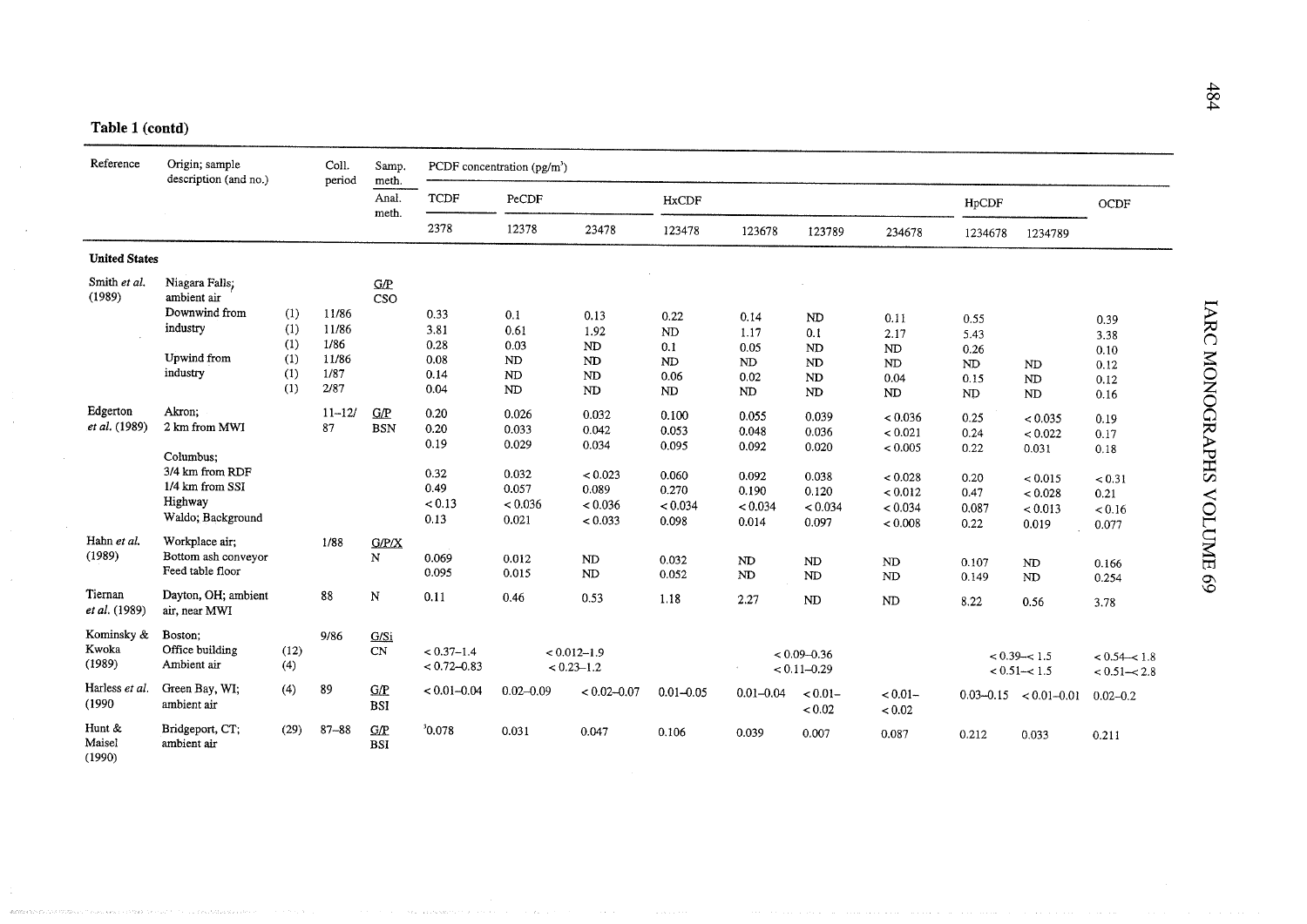**Table 1 (contd)**

| Reference | Origin; sample description (and no.) | | Coll. period | Samp. meth. / Anal. meth. | PCDF concentration (pg/m³) | | | | | | | | | |
|---|---|---|---|---|---|---|---|---|---|---|---|---|---|---|
| | | | | | TCDF | PeCDF | | HxCDF | | | | HpCDF | | OCDF |
| | | | | | 2378 | 12378 | 23478 | 123478 | 123678 | 123789 | 234678 | 1234678 | 1234789 | |
| **United States** | | | | | | | | | | | | | | |
| Smith *et al.* (1989) | Niagara Falls; ambient air | | | G/P CSO | | | | | | | | | | |
| | Downwind from industry | (1) | 11/86 | | 0.33 | 0.1 | 0.13 | 0.22 | 0.14 | ND | 0.11 | 0.55 | | 0.39 |
| | | (1) | 11/86 | | 3.81 | 0.61 | 1.92 | ND | 1.17 | 0.1 | 2.17 | 5.43 | | 3.38 |
| | | (1) | 1/86 | | 0.28 | 0.03 | ND | 0.1 | 0.05 | ND | ND | 0.26 | | 0.10 |
| | Upwind from industry | (1) | 11/86 | | 0.08 | ND | ND | ND | ND | ND | ND | ND | ND | 0.12 |
| | | (1) | 1/87 | | 0.14 | ND | ND | 0.06 | 0.02 | ND | 0.04 | 0.15 | ND | 0.12 |
| | | (1) | 2/87 | | 0.04 | ND | ND | ND | ND | ND | ND | ND | ND | 0.16 |
| Edgerton *et al.* (1989) | Akron; 2 km from MWI | | 11–12/87 | G/P BSN | 0.20 | 0.026 | 0.032 | 0.100 | 0.055 | 0.039 | < 0.036 | 0.25 | < 0.035 | 0.19 |
| | | | | | 0.20 | 0.033 | 0.042 | 0.053 | 0.048 | 0.036 | < 0.021 | 0.24 | < 0.022 | 0.17 |
| | | | | | 0.19 | 0.029 | 0.034 | 0.095 | 0.092 | 0.020 | < 0.005 | 0.22 | 0.031 | 0.18 |
| | Columbus; 3/4 km from RDF | | | | 0.32 | 0.032 | < 0.023 | 0.060 | 0.092 | 0.038 | < 0.028 | 0.20 | < 0.015 | < 0.31 |
| | 1/4 km from SSI | | | | 0.49 | 0.057 | 0.089 | 0.270 | 0.190 | 0.120 | < 0.012 | 0.47 | < 0.028 | 0.21 |
| | Highway | | | | < 0.13 | < 0.036 | < 0.036 | < 0.034 | < 0.034 | < 0.034 | < 0.034 | 0.087 | < 0.013 | < 0.16 |
| | Waldo; Background | | | | 0.13 | 0.021 | < 0.033 | 0.098 | 0.014 | 0.097 | < 0.008 | 0.22 | 0.019 | 0.077 |
| Hahn *et al.* (1989) | Workplace air; Bottom ash conveyor | | 1/88 | G/P/X N | 0.069 | 0.012 | ND | 0.032 | ND | ND | ND | 0.107 | ND | 0.166 |
| | Feed table floor | | | | 0.095 | 0.015 | ND | 0.052 | ND | ND | ND | 0.149 | ND | 0.254 |
| Tiernan *et al.* (1989) | Dayton, OH; ambient air, near MWI | | 88 | N | 0.11 | 0.46 | 0.53 | 1.18 | 2.27 | ND | ND | 8.22 | 0.56 | 3.78 |
| Kominsky & Kwoka (1989) | Boston; Office building | (12) | 9/86 | G/Si CN | < 0.37–1.4 | < 0.012–1.9 | | | < 0.09–0.36 | | | < 0.39–< 1.5 | | < 0.54–< 1.8 |
| | Ambient air | (4) | | | < 0.72–0.83 | < 0.23–1.2 | | | < 0.11–0.29 | | | < 0.51–< 1.5 | | < 0.51–< 2.8 |
| Harless *et al.* (1990 | Green Bay, WI; ambient air | (4) | 89 | G/P BSI | < 0.01–0.04 | 0.02–0.09 | < 0.02–0.07 | 0.01–0.05 | 0.01–0.04 | < 0.01–< 0.02 | < 0.01–< 0.02 | 0.03–0.15 | < 0.01–0.01 | 0.02–0.2 |
| Hunt & Maisel (1990) | Bridgeport, CT; ambient air | (29) | 87–88 | G/P BSI | [a]0.078 | 0.031 | 0.047 | 0.106 | 0.039 | 0.007 | 0.087 | 0.212 | 0.033 | 0.211 |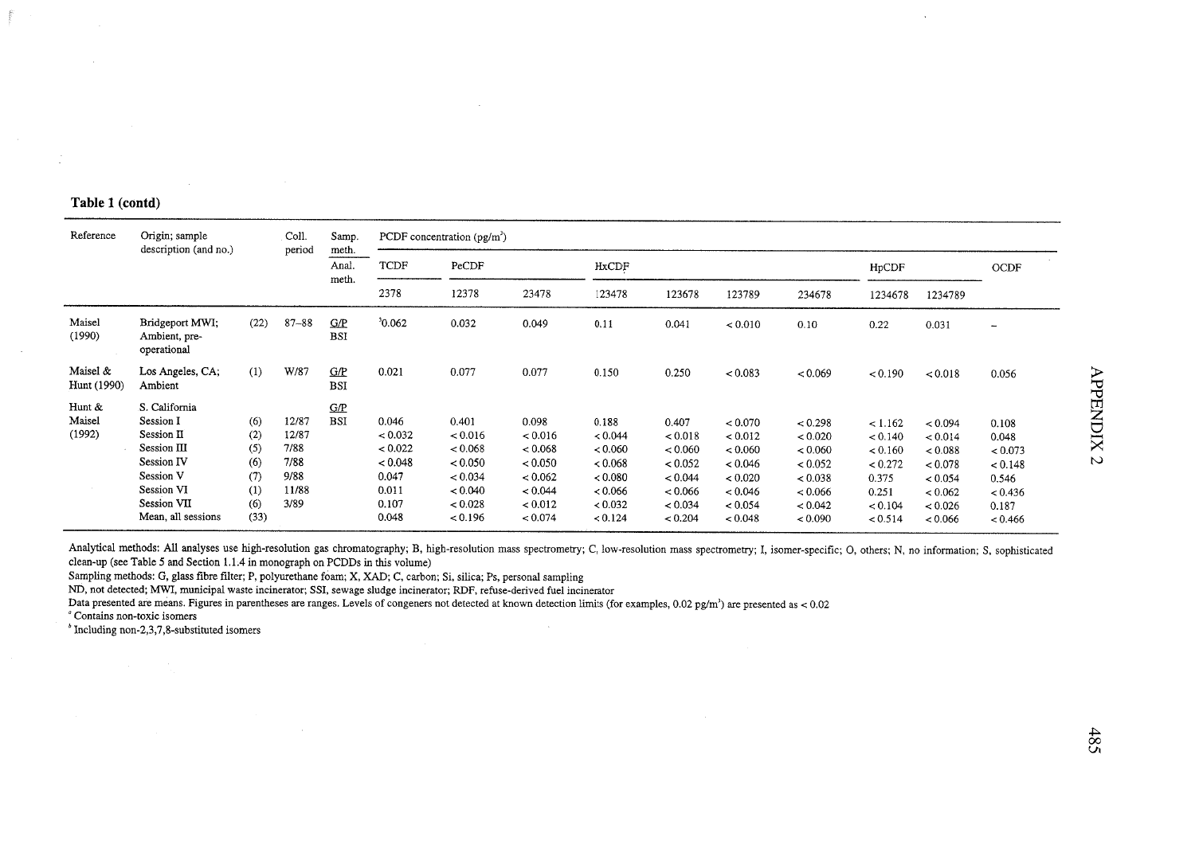**Table 1 (contd)**

| Reference | Origin; sample description (and no.) | | Coll. period | Samp. meth. / Anal. meth. | PCDF concentration (pg/m³) | | | | | | | | | |
|---|---|---|---|---|---|---|---|---|---|---|---|---|---|---|
| | | | | | TCDF | PeCDF | | HxCDF | | | | HpCDF | | OCDF |
| | | | | | 2378 | 12378 | 23478 | 123478 | 123678 | 123789 | 234678 | 1234678 | 1234789 | |
| Maisel (1990) | Bridgeport MWI; Ambient, pre-operational | (22) | 87–88 | G/P BSI | [a]0.062 | 0.032 | 0.049 | 0.11 | 0.041 | < 0.010 | 0.10 | 0.22 | 0.031 | – |
| Maisel & Hunt (1990) | Los Angeles, CA; Ambient | (1) | W/87 | G/P BSI | 0.021 | 0.077 | 0.077 | 0.150 | 0.250 | < 0.083 | < 0.069 | < 0.190 | < 0.018 | 0.056 |
| Hunt & Maisel (1992) | S. California | | | G/P BSI | | | | | | | | | | |
| | Session I | (6) | 12/87 | | 0.046 | 0.401 | 0.098 | 0.188 | 0.407 | < 0.070 | < 0.298 | < 1.162 | < 0.094 | 0.108 |
| | Session II | (2) | 12/87 | | < 0.032 | < 0.016 | < 0.016 | < 0.044 | < 0.018 | < 0.012 | < 0.020 | < 0.140 | < 0.014 | 0.048 |
| | Session III | (5) | 7/88 | | < 0.022 | < 0.068 | < 0.068 | < 0.060 | < 0.060 | < 0.060 | < 0.060 | < 0.160 | < 0.088 | < 0.073 |
| | Session IV | (6) | 7/88 | | < 0.048 | < 0.050 | < 0.050 | < 0.068 | < 0.052 | < 0.046 | < 0.052 | < 0.272 | < 0.078 | < 0.148 |
| | Session V | (7) | 9/88 | | 0.047 | < 0.034 | < 0.062 | < 0.080 | < 0.044 | < 0.020 | < 0.038 | 0.375 | < 0.054 | 0.546 |
| | Session VI | (1) | 11/88 | | 0.011 | < 0.040 | < 0.044 | < 0.066 | < 0.066 | < 0.046 | < 0.066 | 0.251 | < 0.062 | < 0.436 |
| | Session VII | (6) | 3/89 | | 0.107 | < 0.028 | < 0.012 | < 0.032 | < 0.034 | < 0.054 | < 0.042 | < 0.104 | < 0.026 | 0.187 |
| | Mean, all sessions | (33) | | | 0.048 | < 0.196 | < 0.074 | < 0.124 | < 0.204 | < 0.048 | < 0.090 | < 0.514 | < 0.066 | < 0.466 |

Analytical methods: All analyses use high-resolution gas chromatography; B, high-resolution mass spectrometry; C, low-resolution mass spectrometry; I, isomer-specific; O, others; N, no information; S, sophisticated clean-up (see Table 5 and Section 1.1.4 in monograph on PCDDs in this volume)

Sampling methods: G, glass fibre filter; P, polyurethane foam; X, XAD; C, carbon; Si, silica; Ps, personal sampling

ND, not detected; MWI, municipal waste incinerator; SSI, sewage sludge incinerator; RDF, refuse-derived fuel incinerator

Data presented are means. Figures in parentheses are ranges. Levels of congeners not detected at known detection limits (for examples, 0.02 pg/m³) are presented as < 0.02

[a] Contains non-toxic isomers

[b] Including non-2,3,7,8-substituted isomers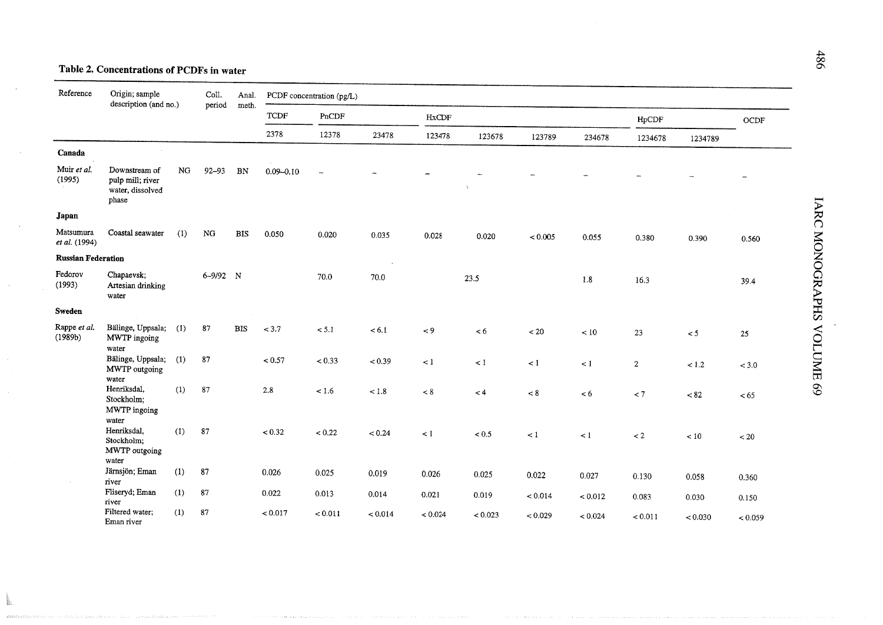**Table 2. Concentrations of PCDFs in water**

| Reference | Origin; sample description (and no.) | Coll. period | Anal. meth. | PCDF concentration (pg/L) | | | | | | | | | |
|---|---|---|---|---|---|---|---|---|---|---|---|---|---|
| | | | | TCDF | PnCDF | | HxCDF | | | | HpCDF | | OCDF |
| | | | | 2378 | 12378 | 23478 | 123478 | 123678 | 123789 | 234678 | 1234678 | 1234789 | |
| **Canada** | | | | | | | | | | | | | |
| Muir *et al.* (1995) | Downstream of pulp mill; river water, dissolved phase (NG) | 92–93 | BN | 0.09–0.10 | – | – | – | – | – | – | – | – | – |
| **Japan** | | | | | | | | | | | | | |
| Matsumura *et al.* (1994) | Coastal seawater (1) | NG | BIS | 0.050 | 0.020 | 0.035 | 0.028 | 0.020 | < 0.005 | 0.055 | 0.380 | 0.390 | 0.560 |
| **Russian Federation** | | | | | | | | | | | | | |
| Fedorov (1993) | Chapaevsk; Artesian drinking water | 6–9/92 | N | | 70.0 | 70.0 | | 23.5 | | 1.8 | 16.3 | | 39.4 |
| **Sweden** | | | | | | | | | | | | | |
| Rappe *et al.* (1989b) | Bälinge, Uppsala; MWTP ingoing water (1) | 87 | BIS | < 3.7 | < 5.1 | < 6.1 | < 9 | < 6 | < 20 | < 10 | 23 | < 5 | 25 |
| | Bälinge, Uppsala; MWTP outgoing water (1) | 87 | | < 0.57 | < 0.33 | < 0.39 | < 1 | < 1 | < 1 | < 1 | 2 | < 1.2 | < 3.0 |
| | Henriksdal, Stockholm; MWTP ingoing water (1) | 87 | | 2.8 | < 1.6 | < 1.8 | < 8 | < 4 | < 8 | < 6 | < 7 | < 82 | < 65 |
| | Henriksdal, Stockholm; MWTP outgoing water (1) | 87 | | < 0.32 | < 0.22 | < 0.24 | < 1 | < 0.5 | < 1 | < 1 | < 2 | < 10 | < 20 |
| | Järnsjön; Eman river (1) | 87 | | 0.026 | 0.025 | 0.019 | 0.026 | 0.025 | 0.022 | 0.027 | 0.130 | 0.058 | 0.360 |
| | Fliseryd; Eman river (1) | 87 | | 0.022 | 0.013 | 0.014 | 0.021 | 0.019 | < 0.014 | < 0.012 | 0.083 | 0.030 | 0.150 |
| | Filtered water; Eman river (1) | 87 | | < 0.017 | < 0.011 | < 0.014 | < 0.024 | < 0.023 | < 0.029 | < 0.024 | < 0.011 | < 0.030 | < 0.059 |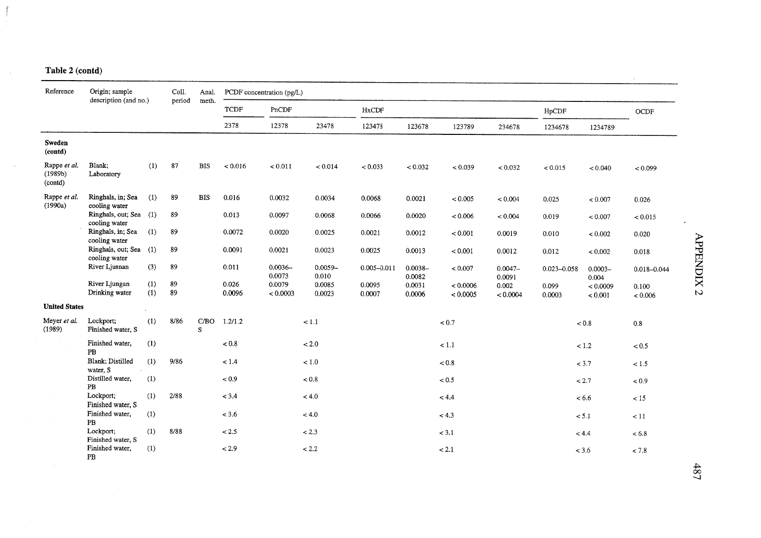**Table 2 (contd)**

| Reference | Origin; sample description (and no.) | | Coll. period | Anal. meth. | PCDF concentration (pg/L) | | | | | | | | | |
|---|---|---|---|---|---|---|---|---|---|---|---|---|---|---|
| | | | | | TCDF | PnCDF | | HxCDF | | | | HpCDF | | OCDF |
| | | | | | 2378 | 12378 | 23478 | 123478 | 123678 | 123789 | 234678 | 1234678 | 1234789 | |
| **Sweden (contd)** | | | | | | | | | | | | | | |
| Rappe *et al.* (1989b) (contd) | Blank; Laboratory | (1) | 87 | BIS | < 0.016 | < 0.011 | < 0.014 | < 0.033 | < 0.032 | < 0.039 | < 0.032 | < 0.015 | < 0.040 | < 0.099 |
| Rappe *et al.* (1990a) | Ringhals, in; Sea cooling water | (1) | 89 | BIS | 0.016 | 0.0032 | 0.0034 | 0.0068 | 0.0021 | < 0.005 | < 0.004 | 0.025 | < 0.007 | 0.026 |
| | Ringhals, out; Sea cooling water | (1) | 89 | | 0.013 | 0.0097 | 0.0068 | 0.0066 | 0.0020 | < 0.006 | < 0.004 | 0.019 | < 0.007 | < 0.015 |
| | Ringhals, in; Sea cooling water | (1) | 89 | | 0.0072 | 0.0020 | 0.0025 | 0.0021 | 0.0012 | < 0.001 | 0.0019 | 0.010 | < 0.002 | 0.020 |
| | Ringhals, out; Sea cooling water | (1) | 89 | | 0.0091 | 0.0021 | 0.0023 | 0.0025 | 0.0013 | < 0.001 | 0.0012 | 0.012 | < 0.002 | 0.018 |
| | River Ljusnan | (3) | 89 | | 0.011 | 0.0036–0.0073 | 0.0059–0.010 | 0.005–0.011 | 0.0038–0.0082 | < 0.007 | 0.0047–0.0091 | 0.023–0.058 | 0.0003–0.004 | 0.018–0.044 |
| | River Ljungan | (1) | 89 | | 0.026 | 0.0079 | 0.0085 | 0.0095 | 0.0031 | < 0.0006 | 0.002 | 0.099 | < 0.0009 | 0.100 |
| | Drinking water | (1) | 89 | | 0.0096 | < 0.0003 | 0.0023 | 0.0007 | 0.0006 | < 0.0005 | < 0.0004 | 0.0003 | < 0.001 | < 0.006 |
| **United States** | | | | | | | | | | | | | | |
| Meyer *et al.* (1989) | Lockport; Finished water, S | (1) | 8/86 | C/BOS | 1.2/1.2 | < 1.1 | | < 0.7 | | | | < 0.8 | | 0.8 |
| | Finished water, PB | (1) | | | < 0.8 | < 2.0 | | < 1.1 | | | | < 1.2 | | < 0.5 |
| | Blank; Distilled water, S | (1) | 9/86 | | < 1.4 | < 1.0 | | < 0.8 | | | | < 3.7 | | < 1.5 |
| | Distilled water, PB | (1) | | | < 0.9 | < 0.8 | | < 0.5 | | | | < 2.7 | | < 0.9 |
| | Lockport; Finished water, S | (1) | 2/88 | | < 3.4 | < 4.0 | | < 4.4 | | | | < 6.6 | | < 15 |
| | Finished water, PB | (1) | | | < 3.6 | < 4.0 | | < 4.3 | | | | < 5.1 | | < 11 |
| | Lockport; Finished water, S | (1) | 8/88 | | < 2.5 | < 2.3 | | < 3.1 | | | | < 4.4 | | < 6.8 |
| | Finished water, PB | (1) | | | < 2.9 | < 2.2 | | < 2.1 | | | | < 3.6 | | < 7.8 |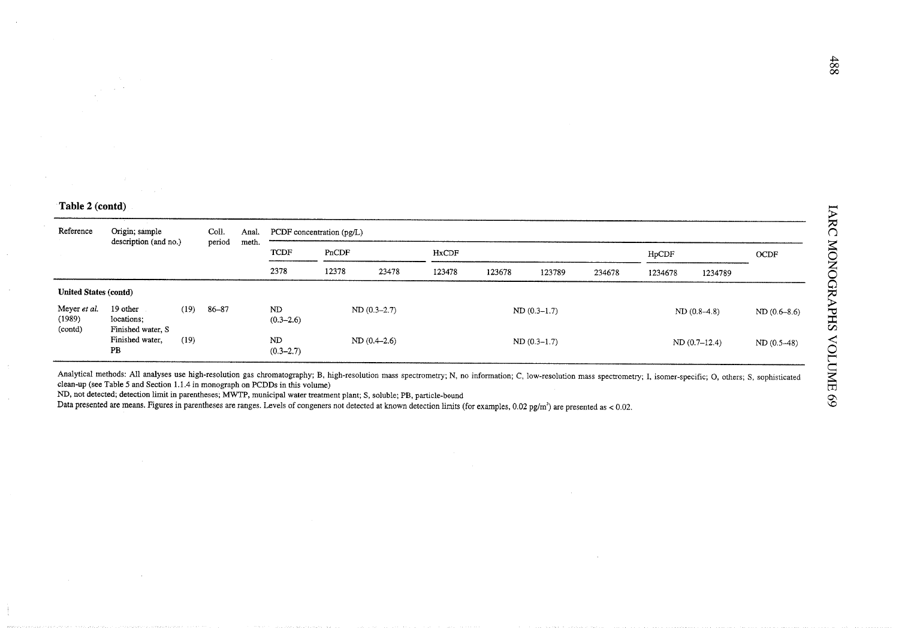**Table 2 (contd)**

| Reference | Origin; sample description (and no.) | | Coll. period | Anal. meth. | PCDF concentration (pg/L) | | | | | | | | | |
|---|---|---|---|---|---|---|---|---|---|---|---|---|---|---|
| | | | | | TCDF | PnCDF | | HxCDF | | | | HpCDF | | OCDF |
| | | | | | 2378 | 12378 | 23478 | 123478 | 123678 | 123789 | 234678 | 1234678 | 1234789 | |
| **United States (contd)** | | | | | | | | | | | | | | |
| Meyer *et al.* (1989) (contd) | 19 other locations; Finished water, S | (19) | 86–87 | | ND (0.3–2.6) | ND (0.3–2.7) | | ND (0.3–1.7) | | | | ND (0.8–4.8) | | ND (0.6–8.6) |
| | Finished water, PB | (19) | | | ND (0.3–2.7) | ND (0.4–2.6) | | ND (0.3–1.7) | | | | ND (0.7–12.4) | | ND (0.5–48) |

Analytical methods: All analyses use high-resolution gas chromatography; B, high-resolution mass spectrometry; N, no information; C, low-resolution mass spectrometry; I, isomer-specific; O, others; S, sophisticated clean-up (see Table 5 and Section 1.1.4 in monograph on PCDDs in this volume)

ND, not detected; detection limit in parentheses; MWTP, municipal water treatment plant; S, soluble; PB, particle-bound

Data presented are means. Figures in parentheses are ranges. Levels of congeners not detected at known detection limits (for examples, 0.02 pg/m$^3$) are presented as < 0.02.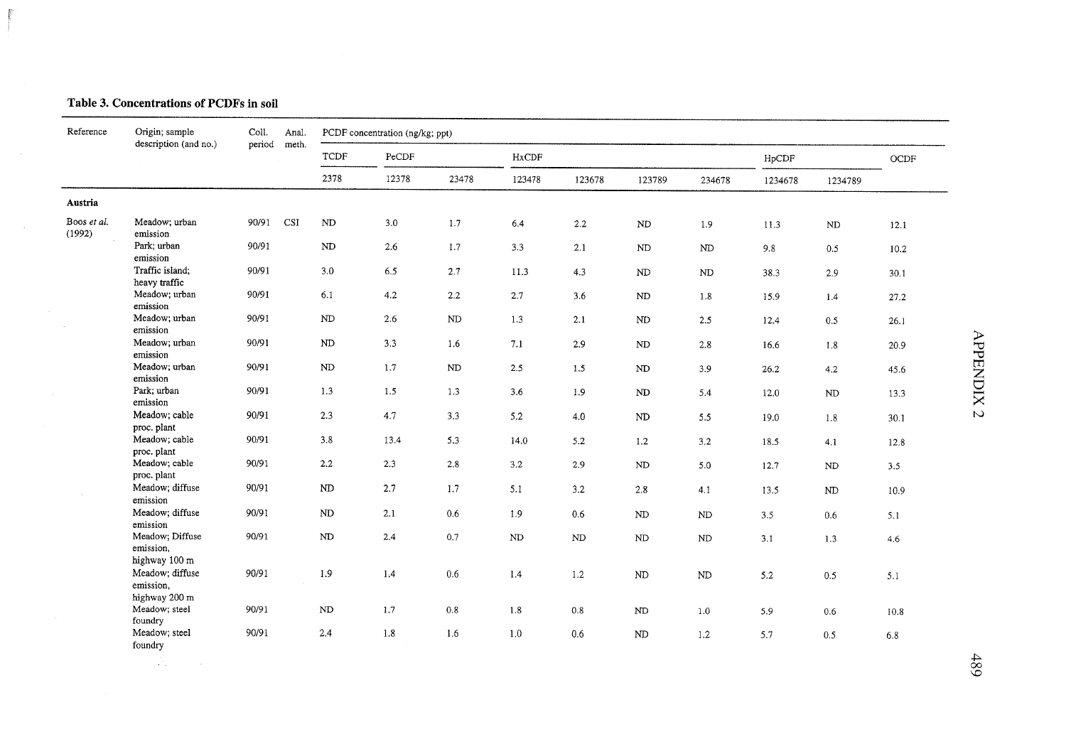**Table 3. Concentrations of PCDFs in soil**

| Reference | Origin; sample description (and no.) | Coll. period | Anal. meth. | PCDF concentration (ng/kg; ppt) | | | | | | | | | |
|---|---|---|---|---|---|---|---|---|---|---|---|---|---|
| | | | | TCDF | PeCDF | | HxCDF | | | | HpCDF | | OCDF |
| | | | | 2378 | 12378 | 23478 | 123478 | 123678 | 123789 | 234678 | 1234678 | 1234789 | |
| **Austria** | | | | | | | | | | | | | |
| Boos *et al.* (1992) | Meadow; urban emission | 90/91 | CSI | ND | 3.0 | 1.7 | 6.4 | 2.2 | ND | 1.9 | 11.3 | ND | 12.1 |
| | Park; urban emission | 90/91 | | ND | 2.6 | 1.7 | 3.3 | 2.1 | ND | ND | 9.8 | 0.5 | 10.2 |
| | Traffic island; heavy traffic | 90/91 | | 3.0 | 6.5 | 2.7 | 11.3 | 4.3 | ND | ND | 38.3 | 2.9 | 30.1 |
| | Meadow; urban emission | 90/91 | | 6.1 | 4.2 | 2.2 | 2.7 | 3.6 | ND | 1.8 | 15.9 | 1.4 | 27.2 |
| | Meadow; urban emission | 90/91 | | ND | 2.6 | ND | 1.3 | 2.1 | ND | 2.5 | 12.4 | 0.5 | 26.1 |
| | Meadow; urban emission | 90/91 | | ND | 3.3 | 1.6 | 7.1 | 2.9 | ND | 2.8 | 16.6 | 1.8 | 20.9 |
| | Meadow; urban emission | 90/91 | | ND | 1.7 | ND | 2.5 | 1.5 | ND | 3.9 | 26.2 | 4.2 | 45.6 |
| | Park; urban emission | 90/91 | | 1.3 | 1.5 | 1.3 | 3.6 | 1.9 | ND | 5.4 | 12.0 | ND | 13.3 |
| | Meadow; cable proc. plant | 90/91 | | 2.3 | 4.7 | 3.3 | 5.2 | 4.0 | ND | 5.5 | 19.0 | 1.8 | 30.1 |
| | Meadow; cable proc. plant | 90/91 | | 3.8 | 13.4 | 5.3 | 14.0 | 5.2 | 1.2 | 3.2 | 18.5 | 4.1 | 12.8 |
| | Meadow; cable proc. plant | 90/91 | | 2.2 | 2.3 | 2.8 | 3.2 | 2.9 | ND | 5.0 | 12.7 | ND | 3.5 |
| | Meadow; diffuse emission | 90/91 | | ND | 2.7 | 1.7 | 5.1 | 3.2 | 2.8 | 4.1 | 13.5 | ND | 10.9 |
| | Meadow; diffuse emission | 90/91 | | ND | 2.1 | 0.6 | 1.9 | 0.6 | ND | ND | 3.5 | 0.6 | 5.1 |
| | Meadow; Diffuse emission, highway 100 m | 90/91 | | ND | 2.4 | 0.7 | ND | ND | ND | ND | 3.1 | 1.3 | 4.6 |
| | Meadow; diffuse emission, highway 200 m | 90/91 | | 1.9 | 1.4 | 0.6 | 1.4 | 1.2 | ND | ND | 5.2 | 0.5 | 5.1 |
| | Meadow; steel foundry | 90/91 | | ND | 1.7 | 0.8 | 1.8 | 0.8 | ND | 1.0 | 5.9 | 0.6 | 10.8 |
| | Meadow; steel foundry | 90/91 | | 2.4 | 1.8 | 1.6 | 1.0 | 0.6 | ND | 1.2 | 5.7 | 0.5 | 6.8 |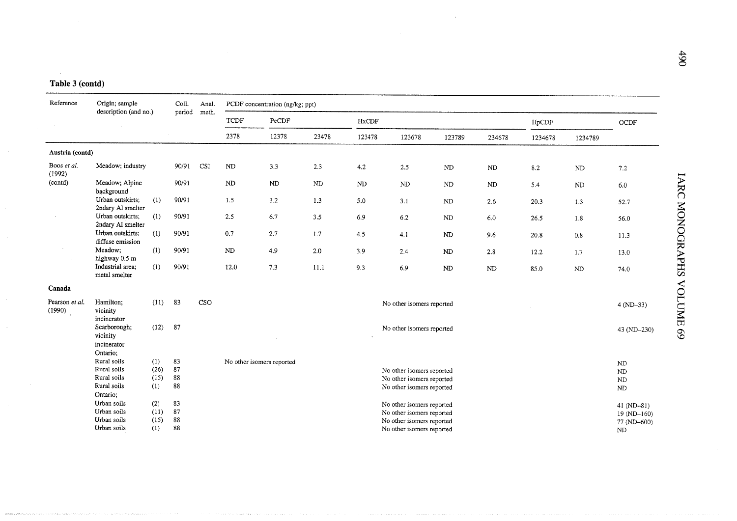**Table 3 (contd)**

| Reference | Origin; sample description (and no.) | | Coll. period | Anal. meth. | PCDF concentration (ng/kg; ppt) | | | | | | | | | |
|---|---|---|---|---|---|---|---|---|---|---|---|---|---|---|
| | | | | | TCDF | PeCDF | | HxCDF | | | | HpCDF | | OCDF |
| | | | | | 2378 | 12378 | 23478 | 123478 | 123678 | 123789 | 234678 | 1234678 | 1234789 | |
| **Austria (contd)** | | | | | | | | | | | | | | |
| Boos *et al.* (1992) | Meadow; industry | | 90/91 | CSI | ND | 3.3 | 2.3 | 4.2 | 2.5 | ND | ND | 8.2 | ND | 7.2 |
| (contd) | Meadow; Alpine background | | 90/91 | | ND | ND | ND | ND | ND | ND | ND | 5.4 | ND | 6.0 |
| | Urban outskirts; 2ndary Al smelter | (1) | 90/91 | | 1.5 | 3.2 | 1.3 | 5.0 | 3.1 | ND | 2.6 | 20.3 | 1.3 | 52.7 |
| | Urban outskirts; 2ndary Al smelter | (1) | 90/91 | | 2.5 | 6.7 | 3.5 | 6.9 | 6.2 | ND | 6.0 | 26.5 | 1.8 | 56.0 |
| | Urban outskirts; diffuse emission | (1) | 90/91 | | 0.7 | 2.7 | 1.7 | 4.5 | 4.1 | ND | 9.6 | 20.8 | 0.8 | 11.3 |
| | Meadow; highway 0.5 m | (1) | 90/91 | | ND | 4.9 | 2.0 | 3.9 | 2.4 | ND | 2.8 | 12.2 | 1.7 | 13.0 |
| | Industrial area; metal smelter | (1) | 90/91 | | 12.0 | 7.3 | 11.1 | 9.3 | 6.9 | ND | ND | 85.0 | ND | 74.0 |
| **Canada** | | | | | | | | | | | | | | |
| Pearson *et al.* (1990) | Hamilton; vicinity incinerator | (11) | 83 | CSO | | | | | No other isomers reported | | | | | 4 (ND–33) |
| | Scarborough; vicinity incinerator | (12) | 87 | | | | | | No other isomers reported | | | | | 43 (ND–230) |
| | Ontario; | | | | | | | | | | | | | |
| | Rural soils | (1) | 83 | | No other isomers reported | | | | | | | | | ND |
| | Rural soils | (26) | 87 | | | | | | No other isomers reported | | | | | ND |
| | Rural soils | (15) | 88 | | | | | | No other isomers reported | | | | | ND |
| | Rural soils | (1) | 88 | | | | | | No other isomers reported | | | | | ND |
| | Ontario; | | | | | | | | | | | | | |
| | Urban soils | (2) | 83 | | | | | | No other isomers reported | | | | | 41 (ND–81) |
| | Urban soils | (11) | 87 | | | | | | No other isomers reported | | | | | 19 (ND–160) |
| | Urban soils | (15) | 88 | | | | | | No other isomers reported | | | | | 77 (ND–600) |
| | Urban soils | (1) | 88 | | | | | | No other isomers reported | | | | | ND |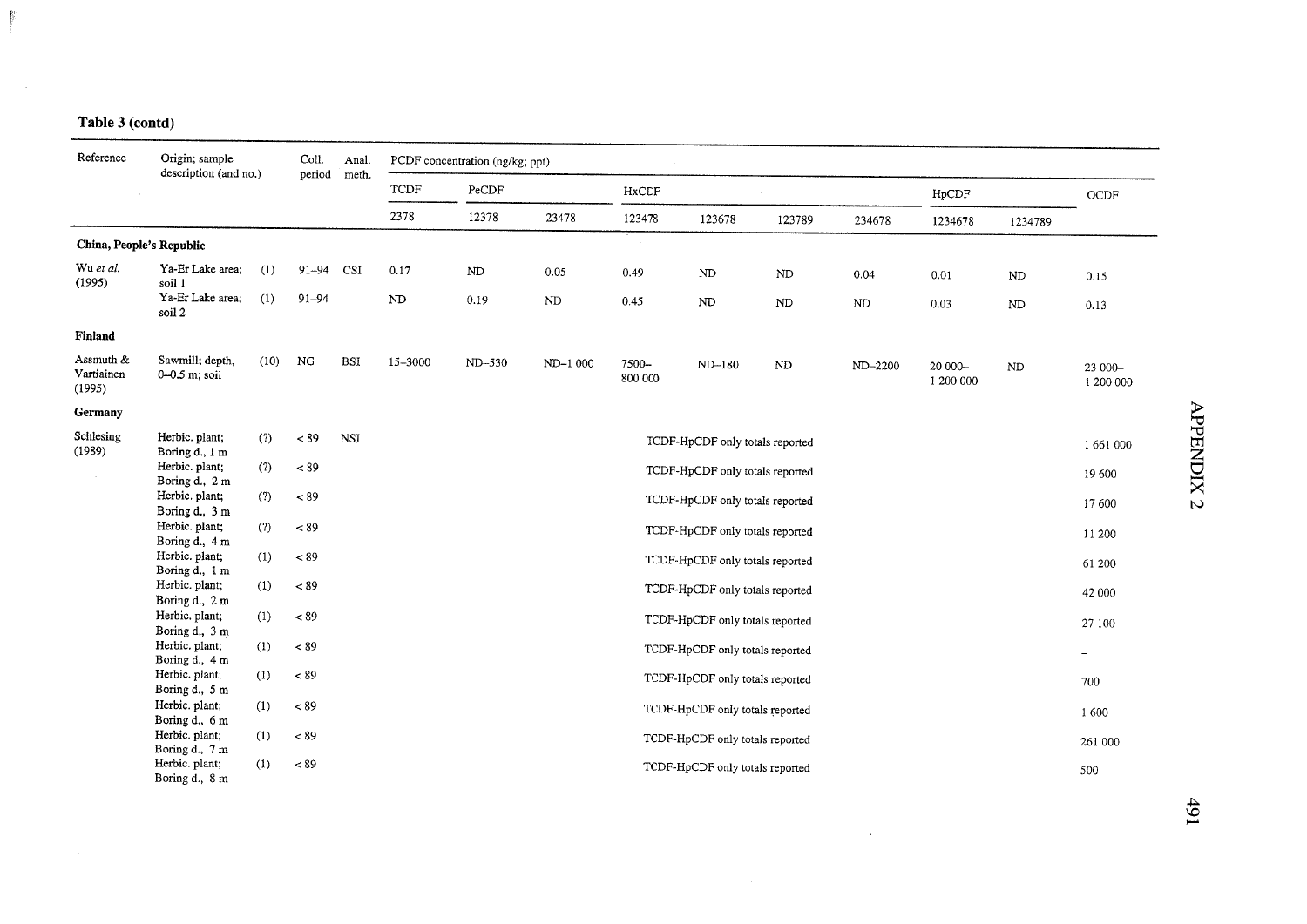## Table 3 (contd)

| Reference | Origin; sample description (and no.) | | Coll. period | Anal. meth. | PCDF concentration (ng/kg; ppt) | | | | | | | | | | |
|---|---|---|---|---|---|---|---|---|---|---|---|---|---|---|---|
| | | | | | TCDF | PeCDF | | HxCDF | | | | HpCDF | | OCDF |
| | | | | | 2378 | 12378 | 23478 | 123478 | 123678 | 123789 | 234678 | 1234678 | 1234789 | |
| **China, People's Republic** | | | | | | | | | | | | | | |
| Wu *et al.* (1995) | Ya-Er Lake area; soil 1 | (1) | 91–94 | CSI | 0.17 | ND | 0.05 | 0.49 | ND | ND | 0.04 | 0.01 | ND | 0.15 |
| | Ya-Er Lake area; soil 2 | (1) | 91–94 | | ND | 0.19 | ND | 0.45 | ND | ND | ND | 0.03 | ND | 0.13 |
| **Finland** | | | | | | | | | | | | | | |
| Assmuth & Vartiainen (1995) | Sawmill; depth, 0–0.5 m; soil | (10) | NG | BSI | 15–3000 | ND–530 | ND–1 000 | 7500–800 000 | ND–180 | ND | ND–2200 | 20 000–1 200 000 | ND | 23 000–1 200 000 |
| **Germany** | | | | | | | | | | | | | | |
| Schlesing (1989) | Herbic. plant; Boring d., 1 m | (?) | < 89 | NSI | TCDF-HpCDF only totals reported | | | | | | | | | 1 661 000 |
| | Herbic. plant; Boring d., 2 m | (?) | < 89 | | TCDF-HpCDF only totals reported | | | | | | | | | 19 600 |
| | Herbic. plant; Boring d., 3 m | (?) | < 89 | | TCDF-HpCDF only totals reported | | | | | | | | | 17 600 |
| | Herbic. plant; Boring d., 4 m | (?) | < 89 | | TCDF-HpCDF only totals reported | | | | | | | | | 11 200 |
| | Herbic. plant; Boring d., 1 m | (1) | < 89 | | TCDF-HpCDF only totals reported | | | | | | | | | 61 200 |
| | Herbic. plant; Boring d., 2 m | (1) | < 89 | | TCDF-HpCDF only totals reported | | | | | | | | | 42 000 |
| | Herbic. plant; Boring d., 3 m | (1) | < 89 | | TCDF-HpCDF only totals reported | | | | | | | | | 27 100 |
| | Herbic. plant; Boring d., 4 m | (1) | < 89 | | TCDF-HpCDF only totals reported | | | | | | | | | – |
| | Herbic. plant; Boring d., 5 m | (1) | < 89 | | TCDF-HpCDF only totals reported | | | | | | | | | 700 |
| | Herbic. plant; Boring d., 6 m | (1) | < 89 | | TCDF-HpCDF only totals reported | | | | | | | | | 1 600 |
| | Herbic. plant; Boring d., 7 m | (1) | < 89 | | TCDF-HpCDF only totals reported | | | | | | | | | 261 000 |
| | Herbic. plant; Boring d., 8 m | (1) | < 89 | | TCDF-HpCDF only totals reported | | | | | | | | | 500 |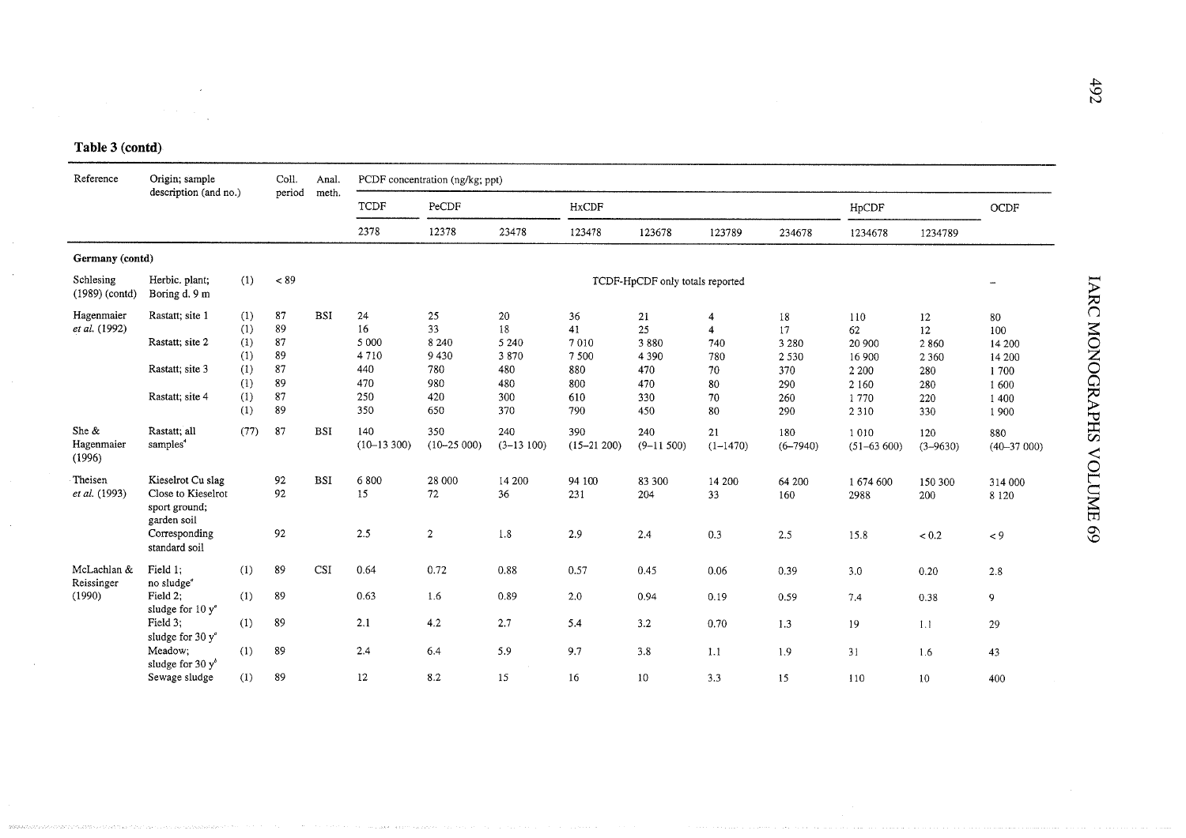**Table 3 (contd)**

| Reference | Origin; sample description (and no.) | | Coll. period | Anal. meth. | PCDF concentration (ng/kg; ppt) | | | | | | | | | |
|---|---|---|---|---|---|---|---|---|---|---|---|---|---|---|
| | | | | | TCDF | PeCDF | | HxCDF | | | | HpCDF | | OCDF |
| | | | | | 2378 | 12378 | 23478 | 123478 | 123678 | 123789 | 234678 | 1234678 | 1234789 | |
| **Germany (contd)** | | | | | | | | | | | | | | |
| Schlesing (1989) (contd) | Herbic. plant; Boring d. 9 m | (1) | < 89 | | TCDF-HpCDF only totals reported | | | | | | | | | – |
| Hagenmaier *et al.* (1992) | Rastatt; site 1 | (1) | 87 | BSI | 24 | 25 | 20 | 36 | 21 | 4 | 18 | 110 | 12 | 80 |
| | | (1) | 89 | | 16 | 33 | 18 | 41 | 25 | 4 | 17 | 62 | 12 | 100 |
| | Rastatt; site 2 | (1) | 87 | | 5 000 | 8 240 | 5 240 | 7 010 | 3 880 | 740 | 3 280 | 20 900 | 2 860 | 14 200 |
| | | (1) | 89 | | 4 710 | 9 430 | 3 870 | 7 500 | 4 390 | 780 | 2 530 | 16 900 | 2 360 | 14 200 |
| | Rastatt; site 3 | (1) | 87 | | 440 | 780 | 480 | 880 | 470 | 70 | 370 | 2 200 | 280 | 1 700 |
| | | (1) | 89 | | 470 | 980 | 480 | 800 | 470 | 80 | 290 | 2 160 | 280 | 1 600 |
| | Rastatt; site 4 | (1) | 87 | | 250 | 420 | 300 | 610 | 330 | 70 | 260 | 1 770 | 220 | 1 400 |
| | | (1) | 89 | | 350 | 650 | 370 | 790 | 450 | 80 | 290 | 2 310 | 330 | 1 900 |
| She & Hagenmaier (1996) | Rastatt; all samples[c] | (77) | 87 | BSI | 140 (10–13 300) | 350 (10–25 000) | 240 (3–13 100) | 390 (15–21 200) | 240 (9–11 500) | 21 (1–1470) | 180 (6–7940) | 1 010 (51–63 600) | 120 (3–9630) | 880 (40–37 000) |
| Theisen *et al.* (1993) | Kieselrot Cu slag | | 92 | BSI | 6 800 | 28 000 | 14 200 | 94 100 | 83 300 | 14 200 | 64 200 | 1 674 600 | 150 300 | 314 000 |
| | Close to Kieselrot sport ground; garden soil | | 92 | | 15 | 72 | 36 | 231 | 204 | 33 | 160 | 2988 | 200 | 8 120 |
| | Corresponding standard soil | | 92 | | 2.5 | 2 | 1.8 | 2.9 | 2.4 | 0.3 | 2.5 | 15.8 | < 0.2 | < 9 |
| McLachlan & Reissinger (1990) | Field 1; no sludge[e] | (1) | 89 | CSI | 0.64 | 0.72 | 0.88 | 0.57 | 0.45 | 0.06 | 0.39 | 3.0 | 0.20 | 2.8 |
| | Field 2; sludge for 10 y[e] | (1) | 89 | | 0.63 | 1.6 | 0.89 | 2.0 | 0.94 | 0.19 | 0.59 | 7.4 | 0.38 | 9 |
| | Field 3; sludge for 30 y[e] | (1) | 89 | | 2.1 | 4.2 | 2.7 | 5.4 | 3.2 | 0.70 | 1.3 | 19 | 1.1 | 29 |
| | Meadow; sludge for 30 y[b] | (1) | 89 | | 2.4 | 6.4 | 5.9 | 9.7 | 3.8 | 1.1 | 1.9 | 31 | 1.6 | 43 |
| | Sewage sludge | (1) | 89 | | 12 | 8.2 | 15 | 16 | 10 | 3.3 | 15 | 110 | 10 | 400 |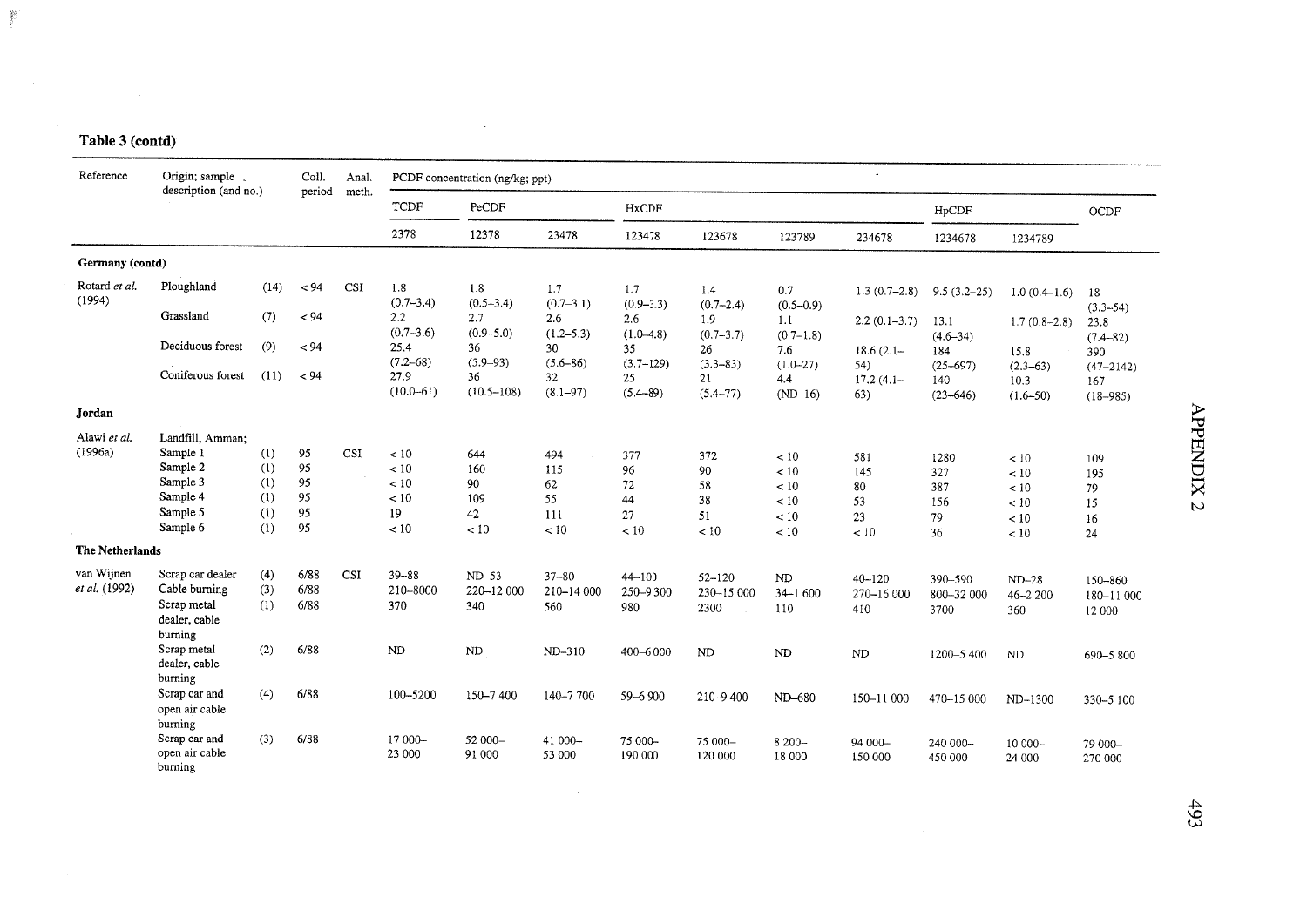**Table 3 (contd)**

| Reference | Origin; sample description (and no.) | | Coll. period | Anal. meth. | PCDF concentration (ng/kg; ppt) | | | | | | | | | |
|---|---|---|---|---|---|---|---|---|---|---|---|---|---|---|
| | | | | | TCDF | PeCDF | | HxCDF | | | | HpCDF | | OCDF |
| | | | | | 2378 | 12378 | 23478 | 123478 | 123678 | 123789 | 234678 | 1234678 | 1234789 | |
| **Germany (contd)** | | | | | | | | | | | | | | |
| Rotard *et al.* (1994) | Ploughland | (14) | < 94 | CSI | 1.8 (0.7–3.4) | 1.8 (0.5–3.4) | 1.7 (0.7–3.1) | 1.7 (0.9–3.3) | 1.4 (0.7–2.4) | 0.7 (0.5–0.9) | 1.3 (0.7–2.8) | 9.5 (3.2–25) | 1.0 (0.4–1.6) | 18 (3.3–54) |
| | Grassland | (7) | < 94 | | 2.2 (0.7–3.6) | 2.7 (0.9–5.0) | 2.6 (1.2–5.3) | 2.6 (1.0–4.8) | 1.9 (0.7–3.7) | 1.1 (0.7–1.8) | 2.2 (0.1–3.7) | 13.1 (4.6–34) | 1.7 (0.8–2.8) | 23.8 (7.4–82) |
| | Deciduous forest | (9) | < 94 | | 25.4 (7.2–68) | 36 (5.9–93) | 30 (5.6–86) | 35 (3.7–129) | 26 (3.3–83) | 7.6 (1.0–27) | 18.6 (2.1–54) | 184 (25–697) | 15.8 (2.3–63) | 390 (47–2142) |
| | Coniferous forest | (11) | < 94 | | 27.9 (10.0–61) | 36 (10.5–108) | 32 (8.1–97) | 25 (5.4–89) | 21 (5.4–77) | 4.4 (ND–16) | 17.2 (4.1–63) | 140 (23–646) | 10.3 (1.6–50) | 167 (18–985) |
| **Jordan** | | | | | | | | | | | | | | |
| Alawi *et al.* (1996a) | Landfill, Amman; | | | | | | | | | | | | | |
| | Sample 1 | (1) | 95 | CSI | < 10 | 644 | 494 | 377 | 372 | < 10 | 581 | 1280 | < 10 | 109 |
| | Sample 2 | (1) | 95 | | < 10 | 160 | 115 | 96 | 90 | < 10 | 145 | 327 | < 10 | 195 |
| | Sample 3 | (1) | 95 | | < 10 | 90 | 62 | 72 | 58 | < 10 | 80 | 387 | < 10 | 79 |
| | Sample 4 | (1) | 95 | | < 10 | 109 | 55 | 44 | 38 | < 10 | 53 | 156 | < 10 | 15 |
| | Sample 5 | (1) | 95 | | 19 | 42 | 111 | 27 | 51 | < 10 | 23 | 79 | < 10 | 16 |
| | Sample 6 | (1) | 95 | | < 10 | < 10 | < 10 | < 10 | < 10 | < 10 | < 10 | 36 | < 10 | 24 |
| **The Netherlands** | | | | | | | | | | | | | | |
| van Wijnen *et al.* (1992) | Scrap car dealer | (4) | 6/88 | CSI | 39–88 | ND–53 | 37–80 | 44–100 | 52–120 | ND | 40–120 | 390–590 | ND–28 | 150–860 |
| | Cable burning | (3) | 6/88 | | 210–8000 | 220–12 000 | 210–14 000 | 250–9 300 | 230–15 000 | 34–1 600 | 270–16 000 | 800–32 000 | 46–2 200 | 180–11 000 |
| | Scrap metal dealer, cable burning | (1) | 6/88 | | 370 | 340 | 560 | 980 | 2300 | 110 | 410 | 3700 | 360 | 12 000 |
| | Scrap metal dealer, cable burning | (2) | 6/88 | | ND | ND | ND–310 | 400–6 000 | ND | ND | ND | 1200–5 400 | ND | 690–5 800 |
| | Scrap car and open air cable burning | (4) | 6/88 | | 100–5200 | 150–7 400 | 140–7 700 | 59–6 900 | 210–9 400 | ND–680 | 150–11 000 | 470–15 000 | ND–1300 | 330–5 100 |
| | Scrap car and open air cable burning | (3) | 6/88 | | 17 000–23 000 | 52 000–91 000 | 41 000–53 000 | 75 000–190 000 | 75 000–120 000 | 8 200–18 000 | 94 000–150 000 | 240 000–450 000 | 10 000–24 000 | 79 000–270 000 |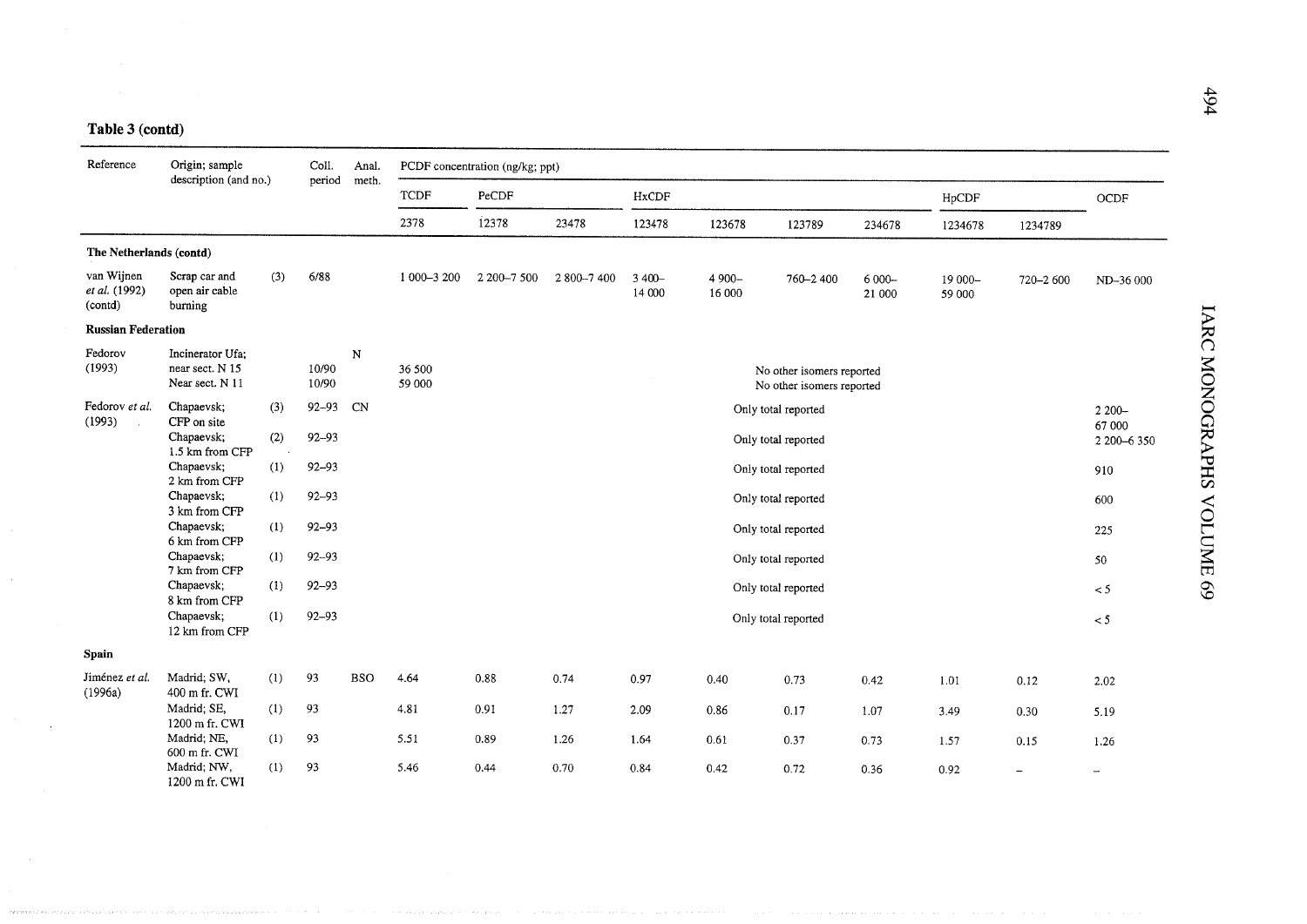**Table 3 (contd)**

| Reference | Origin; sample description (and no.) | | Coll. period | Anal. meth. | PCDF concentration (ng/kg; ppt) | | | | | | | | | |
|---|---|---|---|---|---|---|---|---|---|---|---|---|---|---|
| | | | | | TCDF | PeCDF | | HxCDF | | | | HpCDF | | OCDF |
| | | | | | 2378 | 12378 | 23478 | 123478 | 123678 | 123789 | 234678 | 1234678 | 1234789 | |
| **The Netherlands (contd)** | | | | | | | | | | | | | | |
| van Wijnen *et al.* (1992) (contd) | Scrap car and open air cable burning | (3) | 6/88 | | 1 000–3 200 | 2 200–7 500 | 2 800–7 400 | 3 400–14 000 | 4 900–16 000 | 760–2 400 | 6 000–21 000 | 19 000–59 000 | 720–2 600 | ND–36 000 |
| **Russian Federation** | | | | | | | | | | | | | | |
| Fedorov (1993) | Incinerator Ufa; near sect. N 15 | | 10/90 | N | 36 500 | | | | No other isomers reported | | | | | |
| | Near sect. N 11 | | 10/90 | | 59 000 | | | | No other isomers reported | | | | | |
| Fedorov *et al.* (1993) | Chapaevsk; CFP on site | (3) | 92–93 | CN | | | | | Only total reported | | | | | 2 200–67 000 |
| | Chapaevsk; 1.5 km from CFP | (2) | 92–93 | | | | | | Only total reported | | | | | 2 200–6 350 |
| | Chapaevsk; 2 km from CFP | (1) | 92–93 | | | | | | Only total reported | | | | | 910 |
| | Chapaevsk; 3 km from CFP | (1) | 92–93 | | | | | | Only total reported | | | | | 600 |
| | Chapaevsk; 6 km from CFP | (1) | 92–93 | | | | | | Only total reported | | | | | 225 |
| | Chapaevsk; 7 km from CFP | (1) | 92–93 | | | | | | Only total reported | | | | | 50 |
| | Chapaevsk; 8 km from CFP | (1) | 92–93 | | | | | | Only total reported | | | | | < 5 |
| | Chapaevsk; 12 km from CFP | (1) | 92–93 | | | | | | Only total reported | | | | | < 5 |
| **Spain** | | | | | | | | | | | | | | |
| Jiménez *et al.* (1996a) | Madrid; SW, 400 m fr. CWI | (1) | 93 | BSO | 4.64 | 0.88 | 0.74 | 0.97 | 0.40 | 0.73 | 0.42 | 1.01 | 0.12 | 2.02 |
| | Madrid; SE, 1200 m fr. CWI | (1) | 93 | | 4.81 | 0.91 | 1.27 | 2.09 | 0.86 | 0.17 | 1.07 | 3.49 | 0.30 | 5.19 |
| | Madrid; NE, 600 m fr. CWI | (1) | 93 | | 5.51 | 0.89 | 1.26 | 1.64 | 0.61 | 0.37 | 0.73 | 1.57 | 0.15 | 1.26 |
| | Madrid; NW, 1200 m fr. CWI | (1) | 93 | | 5.46 | 0.44 | 0.70 | 0.84 | 0.42 | 0.72 | 0.36 | 0.92 | – | – |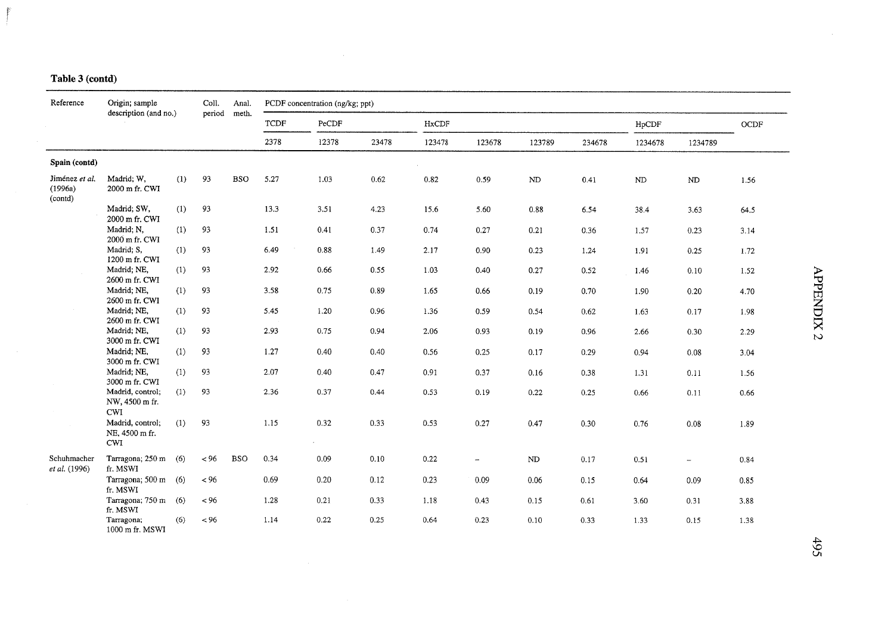**Table 3 (contd)**

| Reference | Origin; sample description (and no.) | | Coll. period | Anal. meth. | PCDF concentration (ng/kg; ppt) | | | | | | | | | |
|---|---|---|---|---|---|---|---|---|---|---|---|---|---|---|
| | | | | | TCDF | PeCDF | | HxCDF | | | | HpCDF | | OCDF |
| | | | | | 2378 | 12378 | 23478 | 123478 | 123678 | 123789 | 234678 | 1234678 | 1234789 | |
| **Spain (contd)** | | | | | | | | | | | | | | |
| Jiménez *et al.* (1996a) (contd) | Madrid; W, 2000 m fr. CWI | (1) | 93 | BSO | 5.27 | 1.03 | 0.62 | 0.82 | 0.59 | ND | 0.41 | ND | ND | 1.56 |
| | Madrid; SW, 2000 m fr. CWI | (1) | 93 | | 13.3 | 3.51 | 4.23 | 15.6 | 5.60 | 0.88 | 6.54 | 38.4 | 3.63 | 64.5 |
| | Madrid; N, 2000 m fr. CWI | (1) | 93 | | 1.51 | 0.41 | 0.37 | 0.74 | 0.27 | 0.21 | 0.36 | 1.57 | 0.23 | 3.14 |
| | Madrid; S, 1200 m fr. CWI | (1) | 93 | | 6.49 | 0.88 | 1.49 | 2.17 | 0.90 | 0.23 | 1.24 | 1.91 | 0.25 | 1.72 |
| | Madrid; NE, 2600 m fr. CWI | (1) | 93 | | 2.92 | 0.66 | 0.55 | 1.03 | 0.40 | 0.27 | 0.52 | 1.46 | 0.10 | 1.52 |
| | Madrid; NE, 2600 m fr. CWI | (1) | 93 | | 3.58 | 0.75 | 0.89 | 1.65 | 0.66 | 0.19 | 0.70 | 1.90 | 0.20 | 4.70 |
| | Madrid; NE, 2600 m fr. CWI | (1) | 93 | | 5.45 | 1.20 | 0.96 | 1.36 | 0.59 | 0.54 | 0.62 | 1.63 | 0.17 | 1.98 |
| | Madrid; NE, 3000 m fr. CWI | (1) | 93 | | 2.93 | 0.75 | 0.94 | 2.06 | 0.93 | 0.19 | 0.96 | 2.66 | 0.30 | 2.29 |
| | Madrid; NE, 3000 m fr. CWI | (1) | 93 | | 1.27 | 0.40 | 0.40 | 0.56 | 0.25 | 0.17 | 0.29 | 0.94 | 0.08 | 3.04 |
| | Madrid; NE, 3000 m fr. CWI | (1) | 93 | | 2.07 | 0.40 | 0.47 | 0.91 | 0.37 | 0.16 | 0.38 | 1.31 | 0.11 | 1.56 |
| | Madrid, control; NW, 4500 m fr. CWI | (1) | 93 | | 2.36 | 0.37 | 0.44 | 0.53 | 0.19 | 0.22 | 0.25 | 0.66 | 0.11 | 0.66 |
| | Madrid, control; NE, 4500 m fr. CWI | (1) | 93 | | 1.15 | 0.32 | 0.33 | 0.53 | 0.27 | 0.47 | 0.30 | 0.76 | 0.08 | 1.89 |
| Schuhmacher *et al.* (1996) | Tarragona; 250 m fr. MSWI | (6) | < 96 | BSO | 0.34 | 0.09 | 0.10 | 0.22 | – | ND | 0.17 | 0.51 | – | 0.84 |
| | Tarragona; 500 m fr. MSWI | (6) | < 96 | | 0.69 | 0.20 | 0.12 | 0.23 | 0.09 | 0.06 | 0.15 | 0.64 | 0.09 | 0.85 |
| | Tarragona; 750 m fr. MSWI | (6) | < 96 | | 1.28 | 0.21 | 0.33 | 1.18 | 0.43 | 0.15 | 0.61 | 3.60 | 0.31 | 3.88 |
| | Tarragona; 1000 m fr. MSWI | (6) | < 96 | | 1.14 | 0.22 | 0.25 | 0.64 | 0.23 | 0.10 | 0.33 | 1.33 | 0.15 | 1.38 |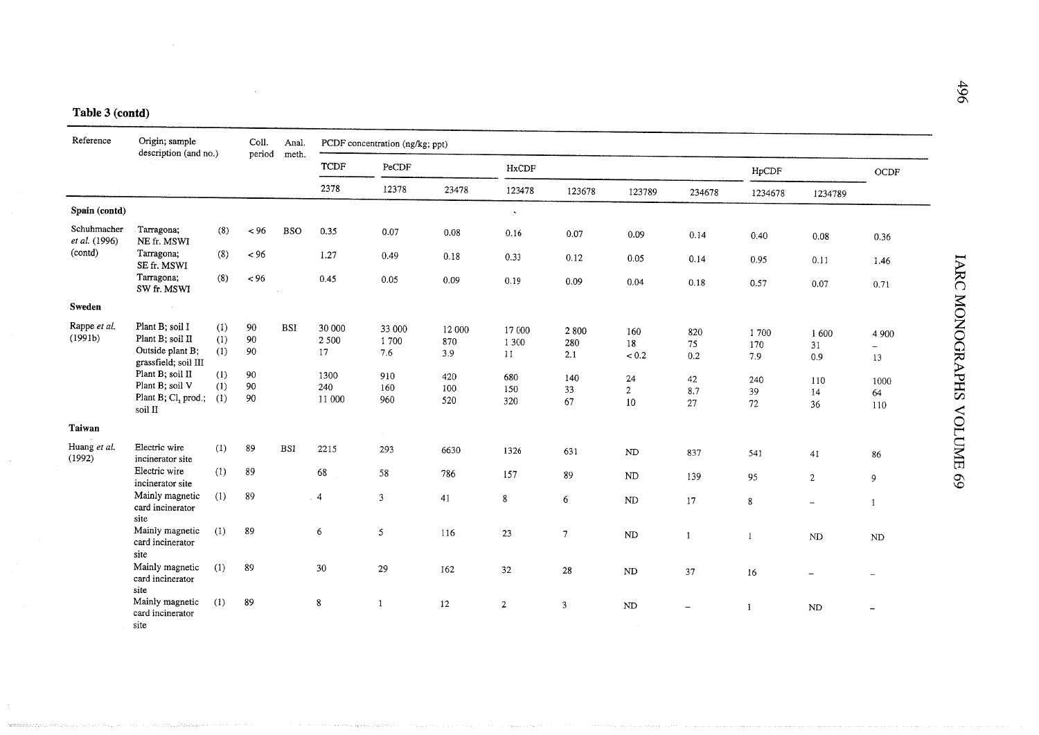**Table 3 (contd)**

| Reference | Origin; sample description (and no.) | | Coll. period | Anal. meth. | PCDF concentration (ng/kg; ppt) | | | | | | | | | |
|---|---|---|---|---|---|---|---|---|---|---|---|---|---|---|
| | | | | | TCDF | PeCDF | | HxCDF | | | | HpCDF | | OCDF |
| | | | | | 2378 | 12378 | 23478 | 123478 | 123678 | 123789 | 234678 | 1234678 | 1234789 | |
| **Spain (contd)** | | | | | | | | | | | | | | |
| Schuhmacher *et al.* (1996) (contd) | Tarragona; NE fr. MSWI | (8) | < 96 | BSO | 0.35 | 0.07 | 0.08 | 0.16 | 0.07 | 0.09 | 0.14 | 0.40 | 0.08 | 0.36 |
| | Tarragona; SE fr. MSWI | (8) | < 96 | | 1.27 | 0.49 | 0.18 | 0.33 | 0.12 | 0.05 | 0.14 | 0.95 | 0.11 | 1.46 |
| | Tarragona; SW fr. MSWI | (8) | < 96 | | 0.45 | 0.05 | 0.09 | 0.19 | 0.09 | 0.04 | 0.18 | 0.57 | 0.07 | 0.71 |
| **Sweden** | | | | | | | | | | | | | | |
| Rappe *et al.* (1991b) | Plant B; soil I | (1) | 90 | BSI | 30 000 | 33 000 | 12 000 | 17 000 | 2 800 | 160 | 820 | 1 700 | 1 600 | 4 900 |
| | Plant B; soil II | (1) | 90 | | 2 500 | 1 700 | 870 | 1 300 | 280 | 18 | 75 | 170 | 31 | – |
| | Outside plant B; grassfield; soil III | (1) | 90 | | 17 | 7.6 | 3.9 | 11 | 2.1 | < 0.2 | 0.2 | 7.9 | 0.9 | 13 |
| | Plant B; soil II | (1) | 90 | | 1300 | 910 | 420 | 680 | 140 | 24 | 42 | 240 | 110 | 1000 |
| | Plant B; soil V | (1) | 90 | | 240 | 160 | 100 | 150 | 33 | 2 | 8.7 | 39 | 14 | 64 |
| | Plant B; $Cl_2$ prod.; soil II | (1) | 90 | | 11 000 | 960 | 520 | 320 | 67 | 10 | 27 | 72 | 36 | 110 |
| **Taiwan** | | | | | | | | | | | | | | |
| Huang *et al.* (1992) | Electric wire incinerator site | (1) | 89 | BSI | 2215 | 293 | 6630 | 1326 | 631 | ND | 837 | 541 | 41 | 86 |
| | Electric wire incinerator site | (1) | 89 | | 68 | 58 | 786 | 157 | 89 | ND | 139 | 95 | 2 | 9 |
| | Mainly magnetic card incinerator site | (1) | 89 | | 4 | 3 | 41 | 8 | 6 | ND | 17 | 8 | – | 1 |
| | Mainly magnetic card incinerator site | (1) | 89 | | 6 | 5 | 116 | 23 | 7 | ND | 1 | 1 | ND | ND |
| | Mainly magnetic card incinerator site | (1) | 89 | | 30 | 29 | 162 | 32 | 28 | ND | 37 | 16 | – | – |
| | Mainly magnetic card incinerator site | (1) | 89 | | 8 | 1 | 12 | 2 | 3 | ND | – | 1 | ND | – |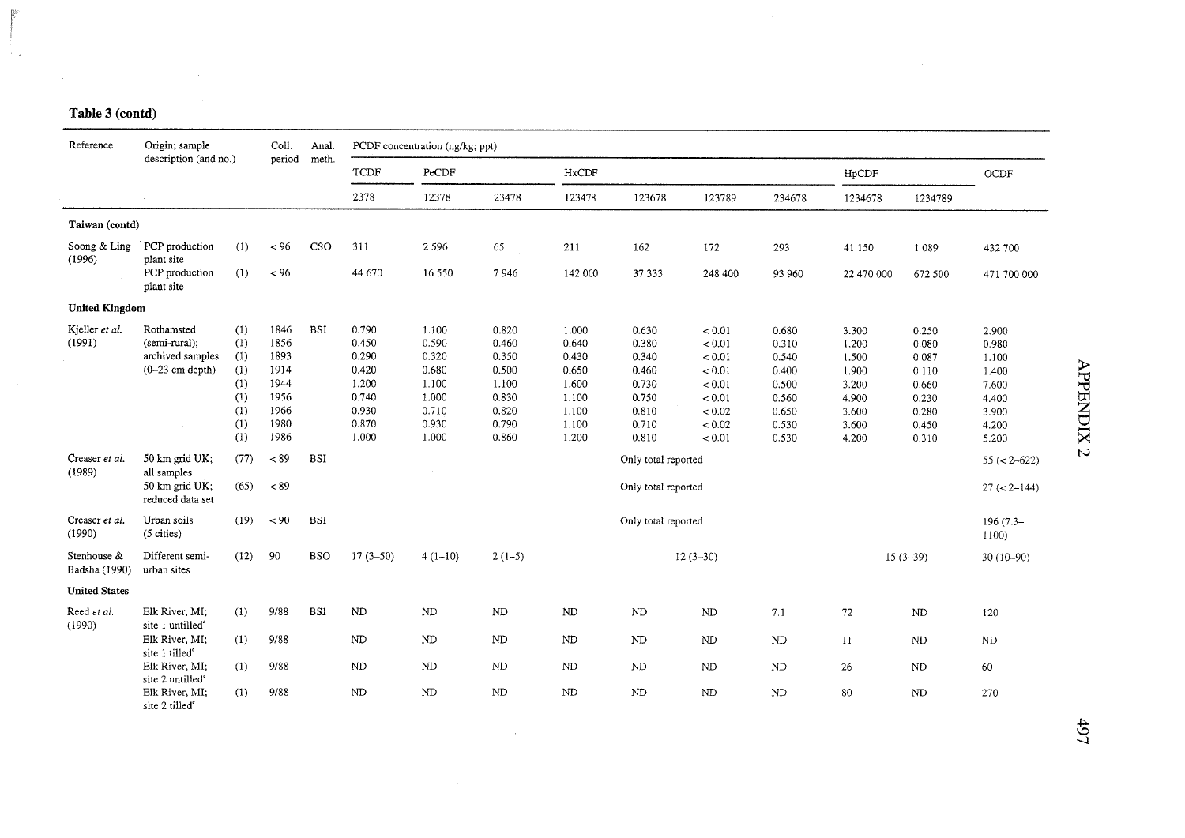**Table 3 (contd)**

| Reference | Origin; sample description (and no.) | | Coll. period | Anal. meth. | PCDF concentration (ng/kg; ppt) | | | | | | | | | |
|---|---|---|---|---|---|---|---|---|---|---|---|---|---|---|
| | | | | | TCDF | PeCDF | | HxCDF | | | | HpCDF | | OCDF |
| | | | | | 2378 | 12378 | 23478 | 123478 | 123678 | 123789 | 234678 | 1234678 | 1234789 | |
| **Taiwan (contd)** | | | | | | | | | | | | | | |
| Soong & Ling (1996) | PCP production plant site | (1) | < 96 | CSO | 311 | 2 596 | 65 | 211 | 162 | 172 | 293 | 41 150 | 1 089 | 432 700 |
| | PCP production plant site | (1) | < 96 | | 44 670 | 16 550 | 7 946 | 142 000 | 37 333 | 248 400 | 93 960 | 22 470 000 | 672 500 | 471 700 000 |
| **United Kingdom** | | | | | | | | | | | | | | |
| Kjeller *et al.* (1991) | Rothamsted (semi-rural); archived samples (0–23 cm depth) | (1) | 1846 | BSI | 0.790 | 1.100 | 0.820 | 1.000 | 0.630 | < 0.01 | 0.680 | 3.300 | 0.250 | 2.900 |
| | | (1) | 1856 | | 0.450 | 0.590 | 0.460 | 0.640 | 0.380 | < 0.01 | 0.310 | 1.200 | 0.080 | 0.980 |
| | | (1) | 1893 | | 0.290 | 0.320 | 0.350 | 0.430 | 0.340 | < 0.01 | 0.540 | 1.500 | 0.087 | 1.100 |
| | | (1) | 1914 | | 0.420 | 0.680 | 0.500 | 0.650 | 0.460 | < 0.01 | 0.400 | 1.900 | 0.110 | 1.400 |
| | | (1) | 1944 | | 1.200 | 1.100 | 1.100 | 1.600 | 0.730 | < 0.01 | 0.500 | 3.200 | 0.660 | 7.600 |
| | | (1) | 1956 | | 0.740 | 1.000 | 0.830 | 1.100 | 0.750 | < 0.01 | 0.560 | 4.900 | 0.230 | 4.400 |
| | | (1) | 1966 | | 0.930 | 0.710 | 0.820 | 1.100 | 0.810 | < 0.02 | 0.650 | 3.600 | 0.280 | 3.900 |
| | | (1) | 1980 | | 0.870 | 0.930 | 0.790 | 1.100 | 0.710 | < 0.02 | 0.530 | 3.600 | 0.450 | 4.200 |
| | | (1) | 1986 | | 1.000 | 1.000 | 0.860 | 1.200 | 0.810 | < 0.01 | 0.530 | 4.200 | 0.310 | 5.200 |
| Creaser *et al.* (1989) | 50 km grid UK; all samples | (77) | < 89 | BSI | | | | | Only total reported | | | | | 55 (< 2–622) |
| | 50 km grid UK; reduced data set | (65) | < 89 | | | | | | Only total reported | | | | | 27 (< 2–144) |
| Creaser *et al.* (1990) | Urban soils (5 cities) | (19) | < 90 | BSI | | | | | Only total reported | | | | | 196 (7.3–1100) |
| Stenhouse & Badsha (1990) | Different semi-urban sites | (12) | 90 | BSO | 17 (3–50) | 4 (1–10) | 2 (1–5) | | 12 (3–30) | | | 15 (3–39) | | 30 (10–90) |
| **United States** | | | | | | | | | | | | | | |
| Reed *et al.* (1990) | Elk River, MI; site 1 untilled[c] | (1) | 9/88 | BSI | ND | ND | ND | ND | ND | ND | 7.1 | 72 | ND | 120 |
| | Elk River, MI; site 1 tilled[c] | (1) | 9/88 | | ND | ND | ND | ND | ND | ND | ND | 11 | ND | ND |
| | Elk River, MI; site 2 untilled[c] | (1) | 9/88 | | ND | ND | ND | ND | ND | ND | ND | 26 | ND | 60 |
| | Elk River, MI; site 2 tilled[c] | (1) | 9/88 | | ND | ND | ND | ND | ND | ND | ND | 80 | ND | 270 |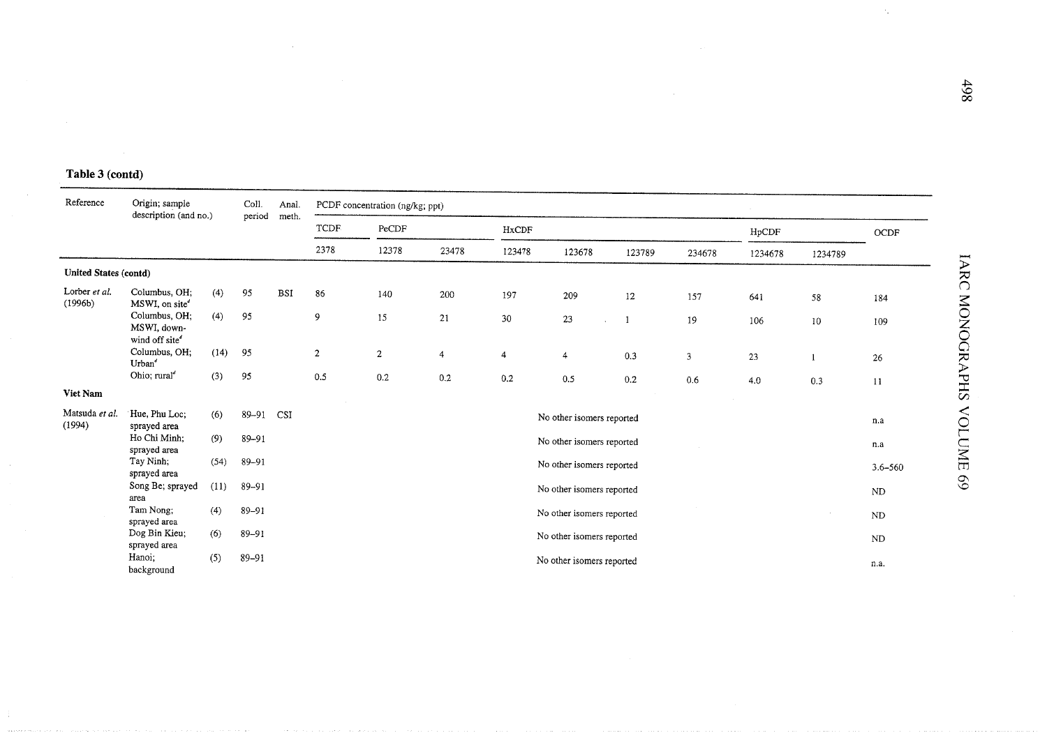**Table 3 (contd)**

| Reference | Origin; sample description (and no.) | | Coll. period | Anal. meth. | PCDF concentration (ng/kg; ppt) | | | | | | | | | |
|---|---|---|---|---|---|---|---|---|---|---|---|---|---|---|
| | | | | | TCDF | PeCDF | | HxCDF | | | | HpCDF | | OCDF |
| | | | | | 2378 | 12378 | 23478 | 123478 | 123678 | 123789 | 234678 | 1234678 | 1234789 | |
| **United States (contd)** | | | | | | | | | | | | | | |
| Lorber *et al.* (1996b) | Columbus, OH; MSWI, on site[d] | (4) | 95 | BSI | 86 | 140 | 200 | 197 | 209 | 12 | 157 | 641 | 58 | 184 |
| | Columbus, OH; MSWI, down-wind off site[d] | (4) | 95 | | 9 | 15 | 21 | 30 | 23 | 1 | 19 | 106 | 10 | 109 |
| | Columbus, OH; Urban[d] | (14) | 95 | | 2 | 2 | 4 | 4 | 4 | 0.3 | 3 | 23 | 1 | 26 |
| | Ohio; rural[d] | (3) | 95 | | 0.5 | 0.2 | 0.2 | 0.2 | 0.5 | 0.2 | 0.6 | 4.0 | 0.3 | 11 |
| **Viet Nam** | | | | | | | | | | | | | | |
| Matsuda *et al.* (1994) | Hue, Phu Loc; sprayed area | (6) | 89–91 | CSI | No other isomers reported | | | | | | | | | n.a |
| | Ho Chi Minh; sprayed area | (9) | 89–91 | | No other isomers reported | | | | | | | | | n.a |
| | Tay Ninh; sprayed area | (54) | 89–91 | | No other isomers reported | | | | | | | | | 3.6–560 |
| | Song Be; sprayed area | (11) | 89–91 | | No other isomers reported | | | | | | | | | ND |
| | Tam Nong; sprayed area | (4) | 89–91 | | No other isomers reported | | | | | | | | | ND |
| | Dog Bin Kieu; sprayed area | (6) | 89–91 | | No other isomers reported | | | | | | | | | ND |
| | Hanoi; background | (5) | 89–91 | | No other isomers reported | | | | | | | | | n.a. |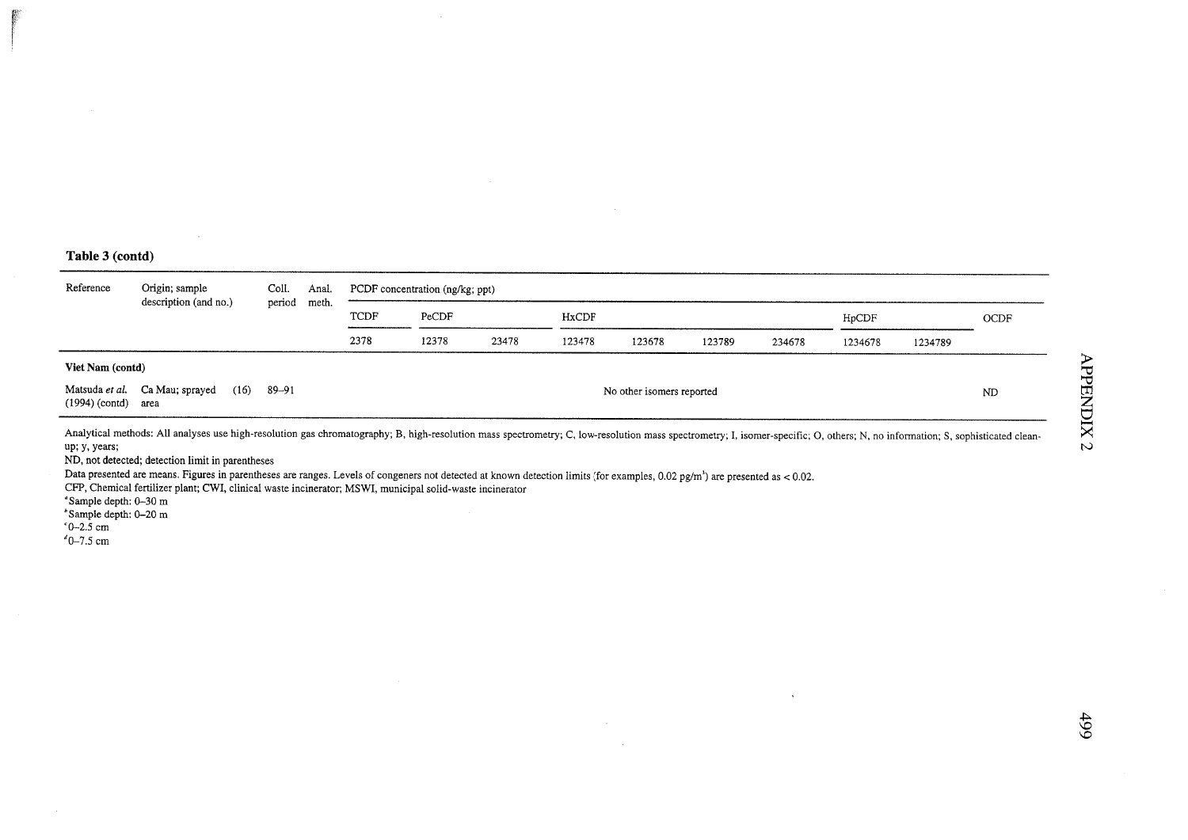**Table 3 (contd)**

| Reference | Origin; sample description (and no.) | Coll. period | Anal. meth. | PCDF concentration (ng/kg; ppt) | | | | | | | | | |
|---|---|---|---|---|---|---|---|---|---|---|---|---|---|
| | | | | TCDF | PeCDF | | HxCDF | | | | HpCDF | | OCDF |
| | | | | 2378 | 12378 | 23478 | 123478 | 123678 | 123789 | 234678 | 1234678 | 1234789 | |
| **Viet Nam (contd)** | | | | | | | | | | | | | |
| Matsuda *et al.* (1994) (contd) | Ca Mau; sprayed area (16) | 89–91 | | No other isomers reported | | | | | | | | | ND |

Analytical methods: All analyses use high-resolution gas chromatography; B, high-resolution mass spectrometry; C, low-resolution mass spectrometry; I, isomer-specific; O, others; N, no information; S, sophisticated clean-up; y, years;

ND, not detected; detection limit in parentheses

Data presented are means. Figures in parentheses are ranges. Levels of congeners not detected at known detection limits (for examples, 0.02 pg/m$^3$) are presented as < 0.02.

CFP, Chemical fertilizer plant; CWI, clinical waste incinerator; MSWI, municipal solid-waste incinerator

[a] Sample depth: 0–30 m

[b] Sample depth: 0–20 m

[c] 0–2.5 cm

[d] 0–7.5 cm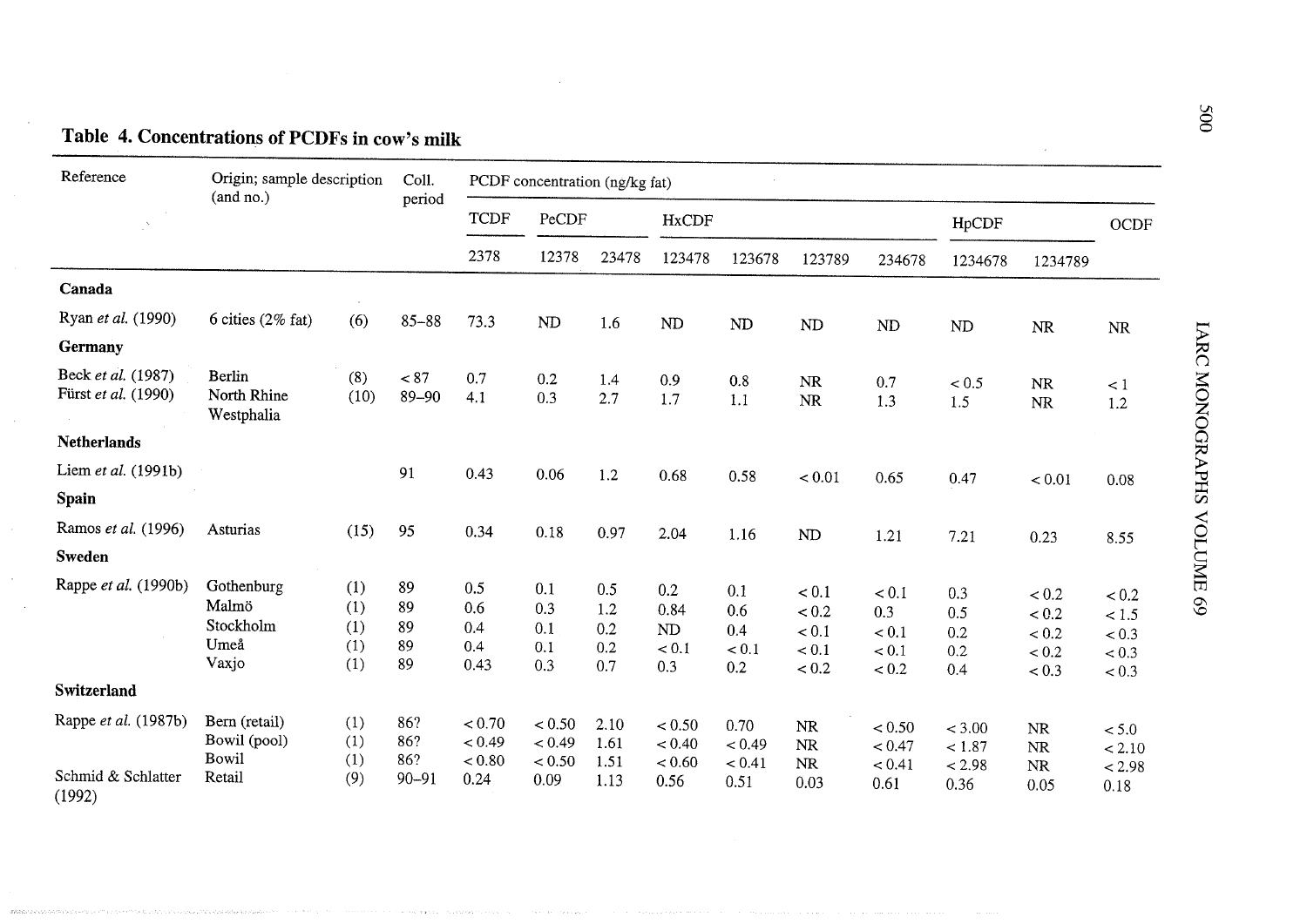## Table 4. Concentrations of PCDFs in cow's milk

| Reference | Origin; sample description (and no.) | | Coll. period | PCDF concentration (ng/kg fat) | | | | | | | | | |
|---|---|---|---|---|---|---|---|---|---|---|---|---|---|
| | | | | TCDF | PeCDF | | HxCDF | | | | HpCDF | | OCDF |
| | | | | 2378 | 12378 | 23478 | 123478 | 123678 | 123789 | 234678 | 1234678 | 1234789 | |
| **Canada** | | | | | | | | | | | | | |
| Ryan *et al.* (1990) | 6 cities (2% fat) | (6) | 85–88 | 73.3 | ND | 1.6 | ND | ND | ND | ND | ND | NR | NR |
| **Germany** | | | | | | | | | | | | | |
| Beck *et al.* (1987) | Berlin | (8) | < 87 | 0.7 | 0.2 | 1.4 | 0.9 | 0.8 | NR | 0.7 | < 0.5 | NR | < 1 |
| Fürst *et al.* (1990) | North Rhine Westphalia | (10) | 89–90 | 4.1 | 0.3 | 2.7 | 1.7 | 1.1 | NR | 1.3 | 1.5 | NR | 1.2 |
| **Netherlands** | | | | | | | | | | | | | |
| Liem *et al.* (1991b) | | | 91 | 0.43 | 0.06 | 1.2 | 0.68 | 0.58 | < 0.01 | 0.65 | 0.47 | < 0.01 | 0.08 |
| **Spain** | | | | | | | | | | | | | |
| Ramos *et al.* (1996) | Asturias | (15) | 95 | 0.34 | 0.18 | 0.97 | 2.04 | 1.16 | ND | 1.21 | 7.21 | 0.23 | 8.55 |
| **Sweden** | | | | | | | | | | | | | |
| Rappe *et al.* (1990b) | Gothenburg | (1) | 89 | 0.5 | 0.1 | 0.5 | 0.2 | 0.1 | < 0.1 | < 0.1 | 0.3 | < 0.2 | < 0.2 |
| | Malmö | (1) | 89 | 0.6 | 0.3 | 1.2 | 0.84 | 0.6 | < 0.2 | 0.3 | 0.5 | < 0.2 | < 1.5 |
| | Stockholm | (1) | 89 | 0.4 | 0.1 | 0.2 | ND | 0.4 | < 0.1 | < 0.1 | 0.2 | < 0.2 | < 0.3 |
| | Umeå | (1) | 89 | 0.4 | 0.1 | 0.2 | < 0.1 | < 0.1 | < 0.1 | < 0.1 | 0.2 | < 0.2 | < 0.3 |
| | Vaxjo | (1) | 89 | 0.43 | 0.3 | 0.7 | 0.3 | 0.2 | < 0.2 | < 0.2 | 0.4 | < 0.3 | < 0.3 |
| **Switzerland** | | | | | | | | | | | | | |
| Rappe *et al.* (1987b) | Bern (retail) | (1) | 86? | < 0.70 | < 0.50 | 2.10 | < 0.50 | 0.70 | NR | < 0.50 | < 3.00 | NR | < 5.0 |
| | Bowil (pool) | (1) | 86? | < 0.49 | < 0.49 | 1.61 | < 0.40 | < 0.49 | NR | < 0.47 | < 1.87 | NR | < 2.10 |
| | Bowil | (1) | 86? | < 0.80 | < 0.50 | 1.51 | < 0.60 | < 0.41 | NR | < 0.41 | < 2.98 | NR | < 2.98 |
| Schmid & Schlatter (1992) | Retail | (9) | 90–91 | 0.24 | 0.09 | 1.13 | 0.56 | 0.51 | 0.03 | 0.61 | 0.36 | 0.05 | 0.18 |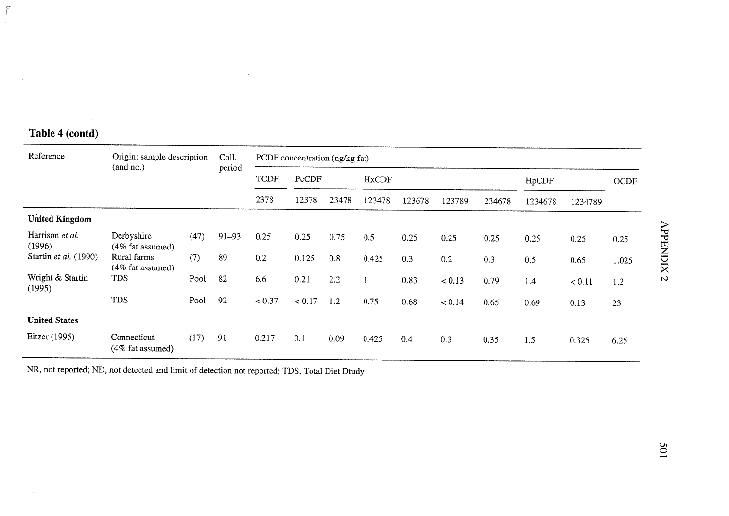**Table 4 (contd)**

| Reference | Origin; sample description (and no.) | | Coll. period | PCDF concentration (ng/kg fat) | | | | | | | | | |
|---|---|---|---|---|---|---|---|---|---|---|---|---|---|
| | | | | TCDF | PeCDF | | HxCDF | | | | HpCDF | | OCDF |
| | | | | 2378 | 12378 | 23478 | 123478 | 123678 | 123789 | 234678 | 1234678 | 1234789 | |
| **United Kingdom** | | | | | | | | | | | | | |
| Harrison *et al.* (1996) | Derbyshire (4% fat assumed) | (47) | 91–93 | 0.25 | 0.25 | 0.75 | 0.5 | 0.25 | 0.25 | 0.25 | 0.25 | 0.25 | 0.25 |
| Startin *et al.* (1990) | Rural farms (4% fat assumed) | (7) | 89 | 0.2 | 0.125 | 0.8 | 0.425 | 0.3 | 0.2 | 0.3 | 0.5 | 0.65 | 1.025 |
| Wright & Startin (1995) | TDS | Pool | 82 | 6.6 | 0.21 | 2.2 | 1 | 0.83 | < 0.13 | 0.79 | 1.4 | < 0.11 | 1.2 |
| | TDS | Pool | 92 | < 0.37 | < 0.17 | 1.2 | 0.75 | 0.68 | < 0.14 | 0.65 | 0.69 | 0.13 | 23 |
| **United States** | | | | | | | | | | | | | |
| Eitzer (1995) | Connecticut (4% fat assumed) | (17) | 91 | 0.217 | 0.1 | 0.09 | 0.425 | 0.4 | 0.3 | 0.35 | 1.5 | 0.325 | 6.25 |

NR, not reported; ND, not detected and limit of detection not reported; TDS, Total Diet Dtudy